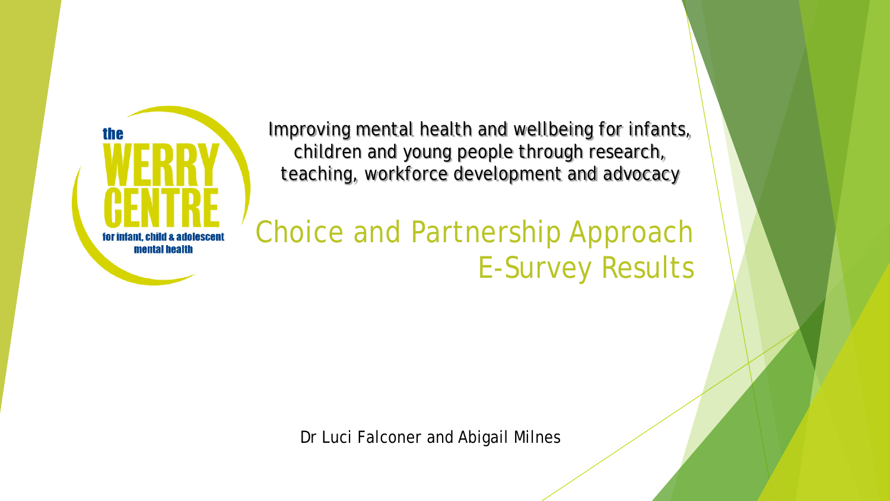the WERRY CENTRE for infant, child & adolescent mental health

Improving mental health and wellbeing for infants, children and young people through research, teaching, workforce development and advocacy

# Choice and Partnership Approach E-Survey Results

Dr Luci Falconer and Abigail Milnes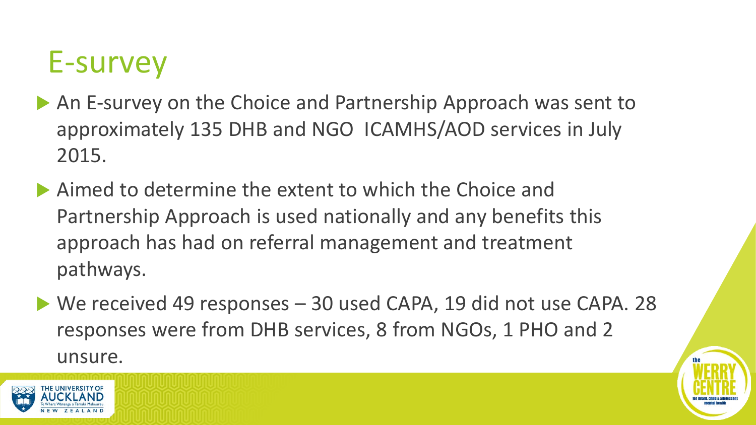# E-survey

- An E-survey on the Choice and Partnership Approach was sent to approximately 135 DHB and NGO ICAMHS/AOD services in July 2015.
- Aimed to determine the extent to which the Choice and Partnership Approach is used nationally and any benefits this approach has had on referral management and treatment pathways.
- We received 49 responses – 30 used CAPA, 19 did not use CAPA. 28 responses were from DHB services, 8 from NGOs, 1 PHO and 2 unsure.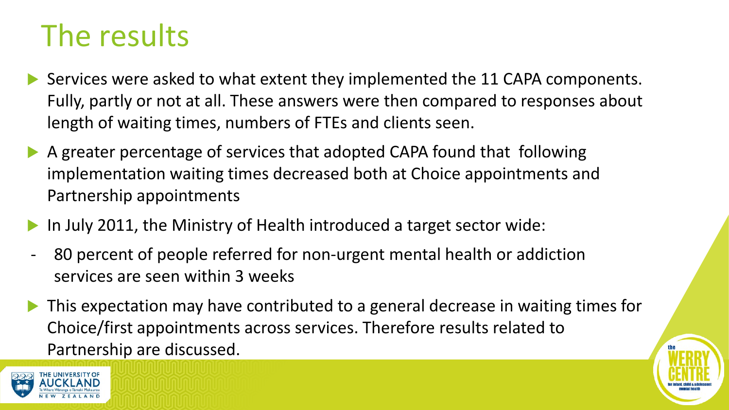# The results

- Services were asked to what extent they implemented the 11 CAPA components. Fully, partly or not at all. These answers were then compared to responses about length of waiting times, numbers of FTEs and clients seen.
- A greater percentage of services that adopted CAPA found that following implementation waiting times decreased both at Choice appointments and Partnership appointments
- In July 2011, the Ministry of Health introduced a target sector wide:
  - 80 percent of people referred for non-urgent mental health or addiction services are seen within 3 weeks
- This expectation may have contributed to a general decrease in waiting times for Choice/first appointments across services. Therefore results related to Partnership are discussed.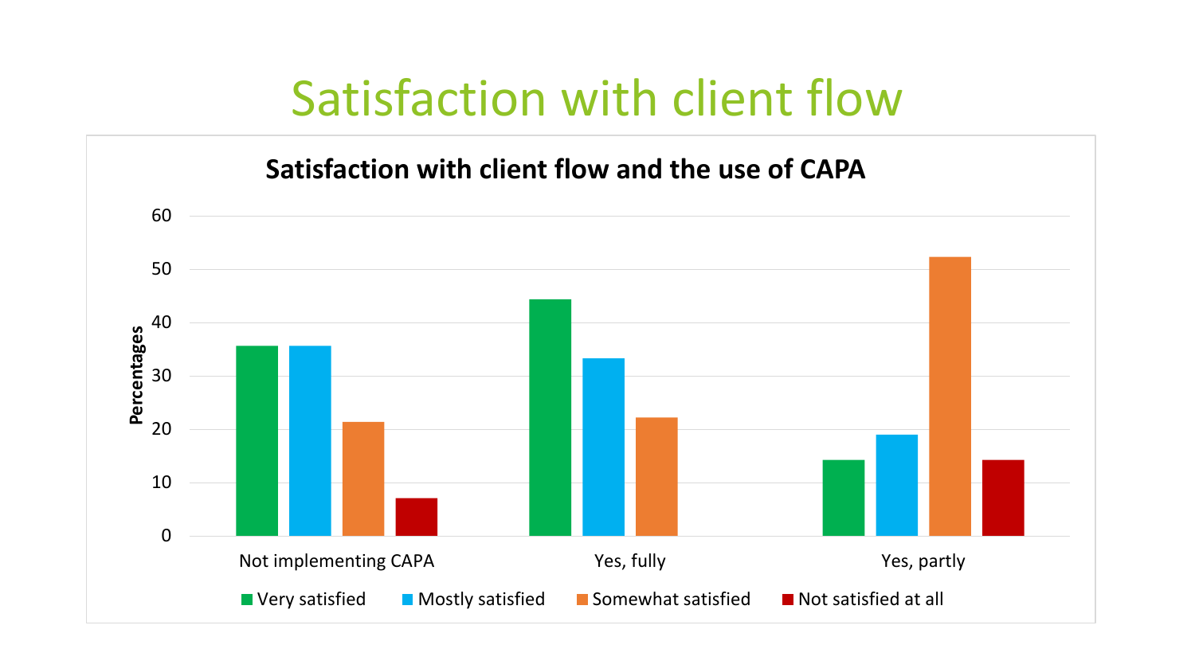# Satisfaction with client flow

**Satisfaction with client flow and the use of CAPA**

Percentages

60
50
40
30
20
10
0

Not implementing CAPA | Yes, fully | Yes, partly

Very satisfied | Mostly satisfied | Somewhat satisfied | Not satisfied at all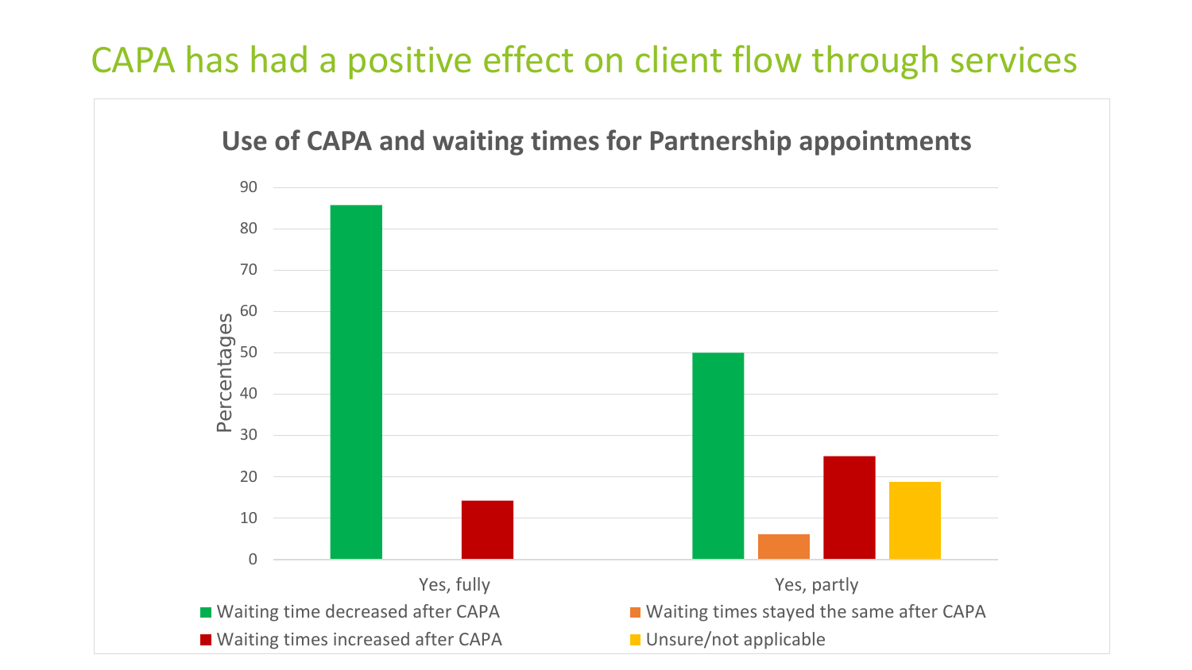# CAPA has had a positive effect on client flow through services

**Use of CAPA and waiting times for Partnership appointments**

Percentages

90
80
70
60
50
40
30
20
10
0

Yes, fully

Yes, partly

- Waiting time decreased after CAPA
- Waiting times stayed the same after CAPA
- Waiting times increased after CAPA
- Unsure/not applicable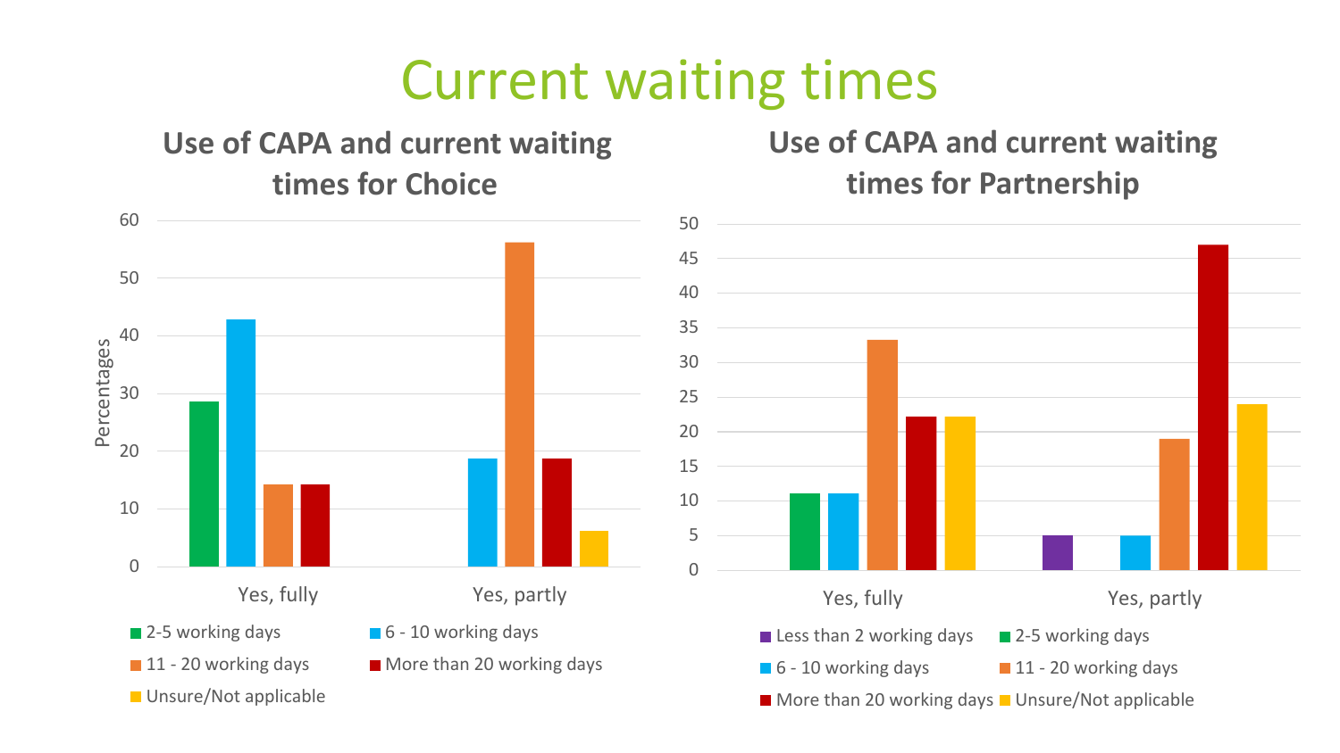# Current waiting times

## Use of CAPA and current waiting times for Choice

Percentages

| | 2-5 working days | 6 - 10 working days | 11 - 20 working days | More than 20 working days | Unsure/Not applicable |
|---|---|---|---|---|---|
| Yes, fully | 28.6 | 42.9 | 14.3 | 14.3 | |
| Yes, partly | | 18.8 | 56.3 | 18.8 | 6.3 |

## Use of CAPA and current waiting times for Partnership

| | Less than 2 working days | 2-5 working days | 6 - 10 working days | 11 - 20 working days | More than 20 working days | Unsure/Not applicable |
|---|---|---|---|---|---|---|
| Yes, fully | | 11.1 | 11.1 | 33.3 | 22.2 | 22.2 |
| Yes, partly | 4.8 | | 4.8 | 19 | 47 | 24 |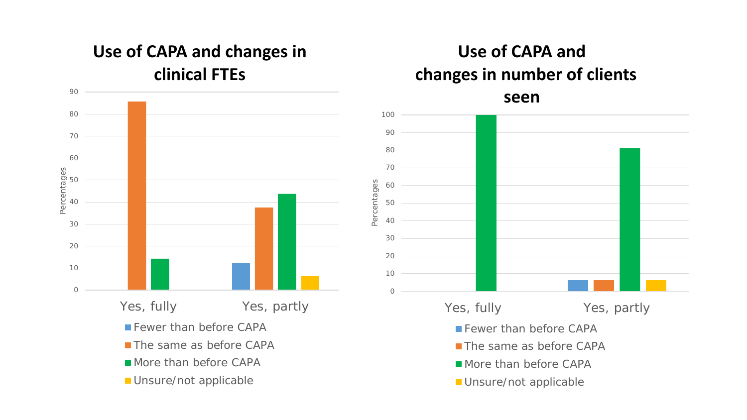## Use of CAPA and changes in clinical FTEs

Percentages

| | Fewer than before CAPA | The same as before CAPA | More than before CAPA | Unsure/not applicable |
|---|---|---|---|---|
| Yes, fully | | 85.7 | 14.3 | |
| Yes, partly | 12.5 | 37.5 | 43.8 | 6.3 |

## Use of CAPA and changes in number of clients seen

Percentages

| | Fewer than before CAPA | The same as before CAPA | More than before CAPA | Unsure/not applicable |
|---|---|---|---|---|
| Yes, fully | | | 100 | |
| Yes, partly | 6.3 | 6.3 | 81.3 | 6.3 |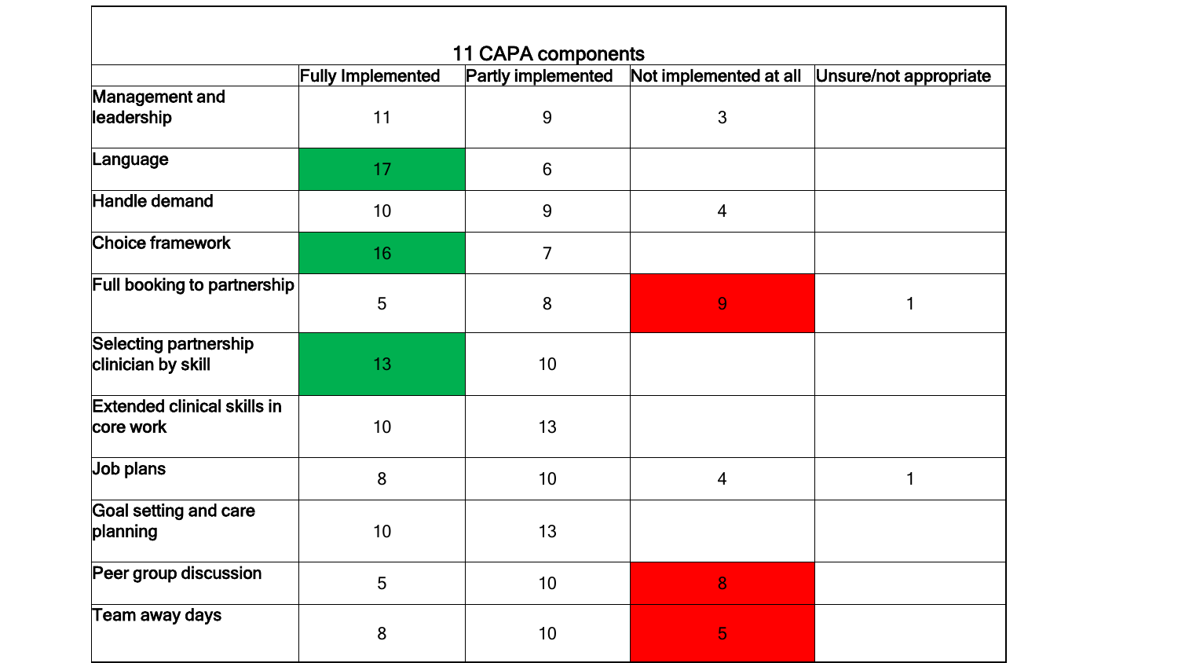| 11 CAPA components | | | | |
|---|---|---|---|---|
| | Fully Implemented | Partly implemented | Not implemented at all | Unsure/not appropriate |
| Management and leadership | 11 | 9 | 3 | |
| Language | 17 | 6 | | |
| Handle demand | 10 | 9 | 4 | |
| Choice framework | 16 | 7 | | |
| Full booking to partnership | 5 | 8 | 9 | 1 |
| Selecting partnership clinician by skill | 13 | 10 | | |
| Extended clinical skills in core work | 10 | 13 | | |
| Job plans | 8 | 10 | 4 | 1 |
| Goal setting and care planning | 10 | 13 | | |
| Peer group discussion | 5 | 10 | 8 | |
| Team away days | 8 | 10 | 5 | |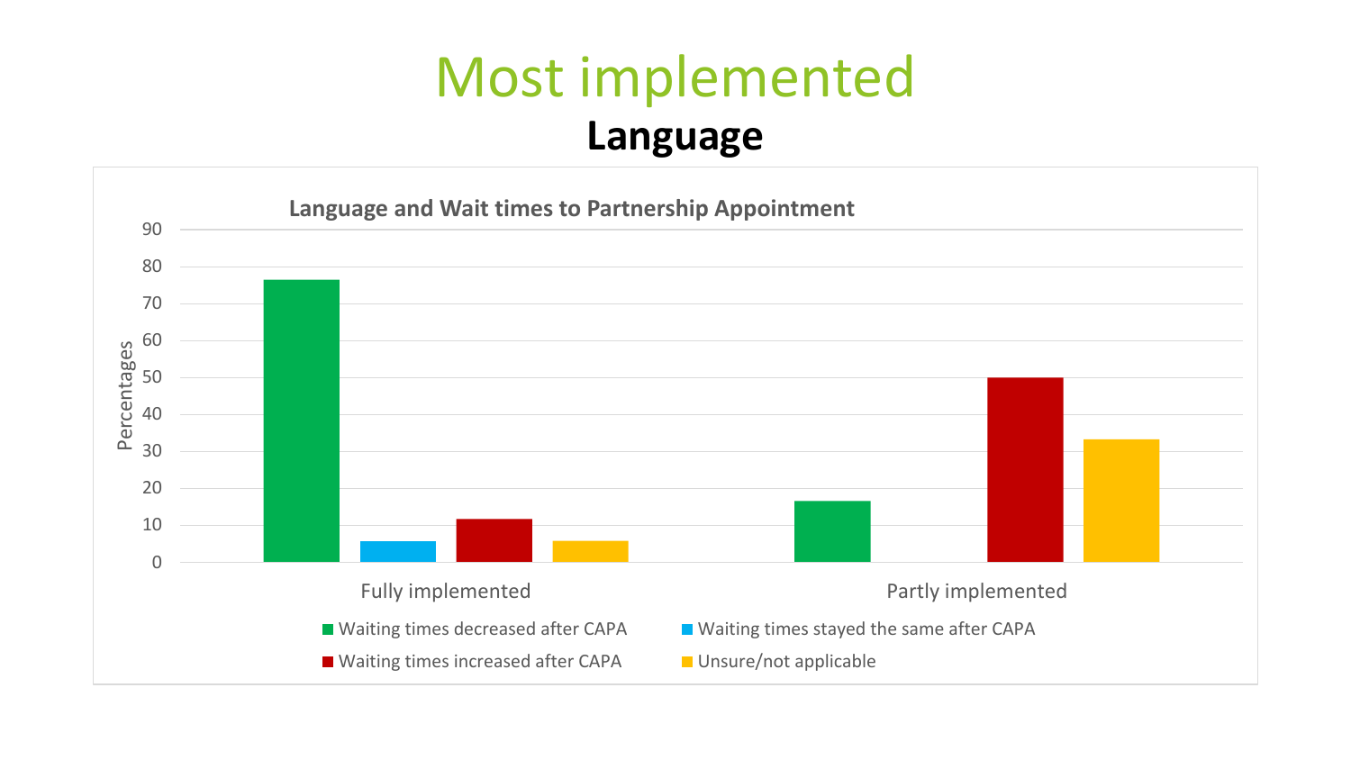# Most implemented

## Language

### Language and Wait times to Partnership Appointment

| | Waiting times decreased after CAPA | Waiting times stayed the same after CAPA | Waiting times increased after CAPA | Unsure/not applicable |
|---|---|---|---|---|
| Fully implemented | 76.5 | 5.9 | 11.8 | 5.9 |
| Partly implemented | 16.7 | 0 | 50 | 33.3 |

Percentages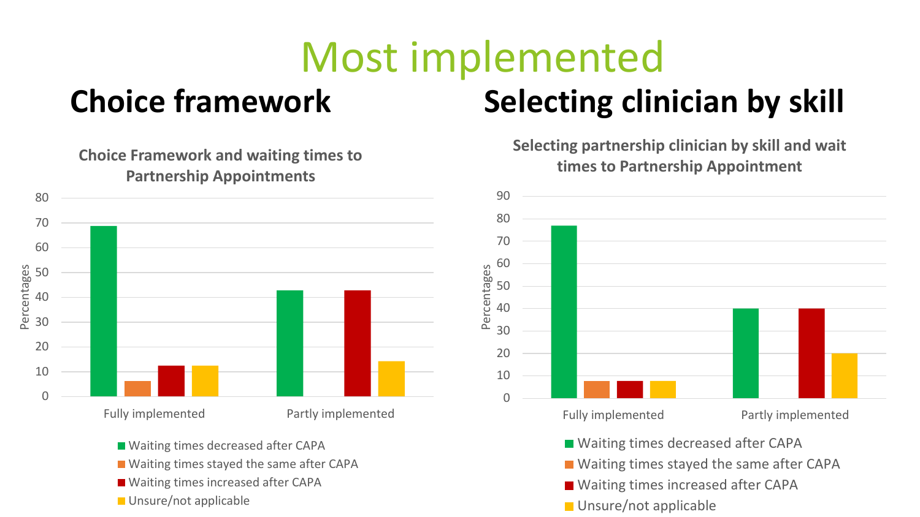# Most implemented

## Choice framework

**Choice Framework and waiting times to Partnership Appointments**

| | Waiting times decreased after CAPA | Waiting times stayed the same after CAPA | Waiting times increased after CAPA | Unsure/not applicable |
|---|---|---|---|---|
| Fully implemented | 69 | 6 | 12.5 | 12.5 |
| Partly implemented | 43 | 0 | 43 | 14 |

## Selecting clinician by skill

**Selecting partnership clinician by skill and wait times to Partnership Appointment**

| | Waiting times decreased after CAPA | Waiting times stayed the same after CAPA | Waiting times increased after CAPA | Unsure/not applicable |
|---|---|---|---|---|
| Fully implemented | 77 | 7.7 | 7.7 | 7.7 |
| Partly implemented | 40 | 0 | 40 | 20 |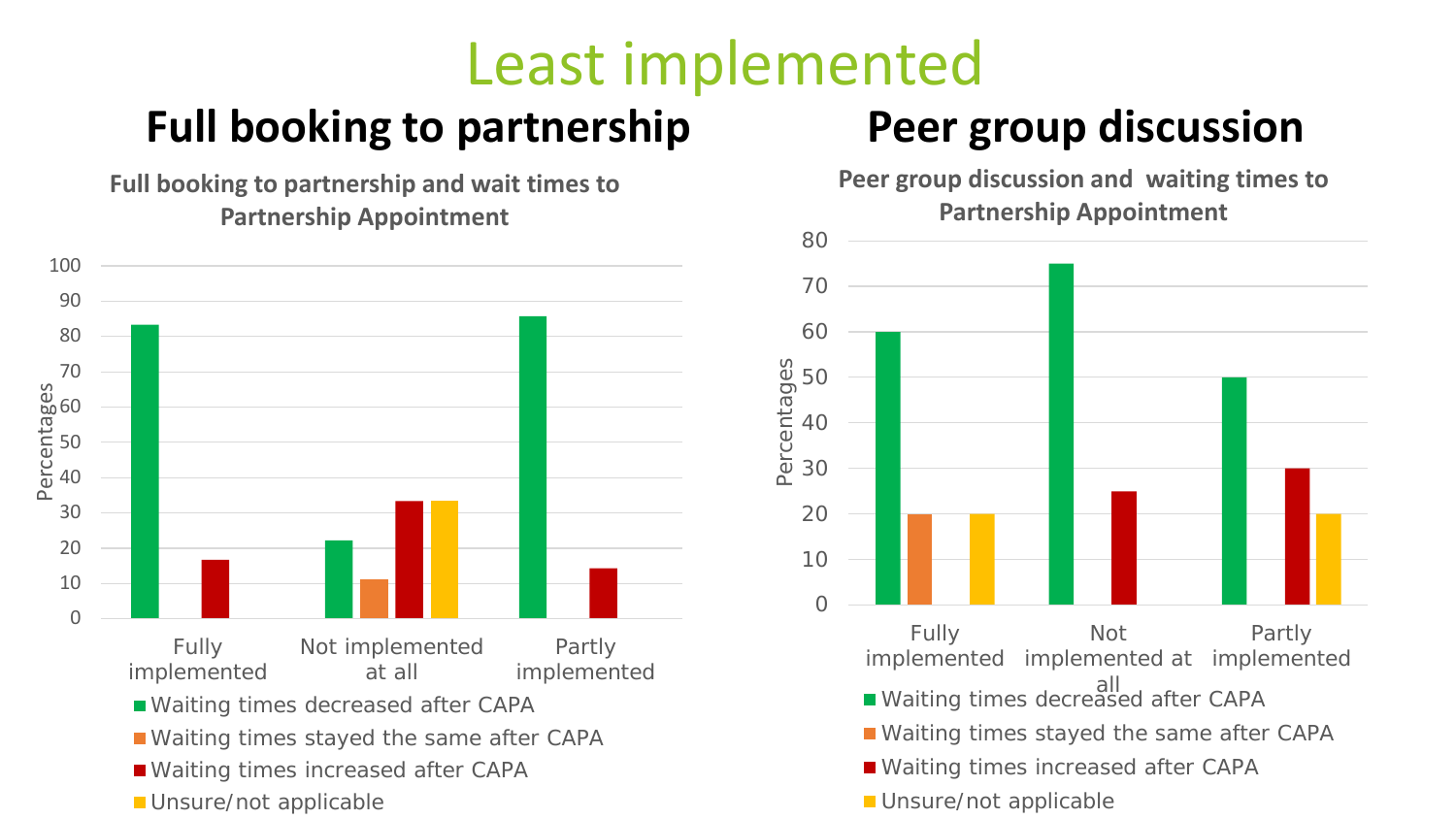# Least implemented

## Full booking to partnership

**Full booking to partnership and wait times to Partnership Appointment**

| | Waiting times decreased after CAPA | Waiting times stayed the same after CAPA | Waiting times increased after CAPA | Unsure/not applicable |
|---|---|---|---|---|
| Fully implemented | 83 | | 17 | |
| Not implemented at all | 22 | 11 | 33 | 33 |
| Partly implemented | 86 | | 14 | |

## Peer group discussion

**Peer group discussion and waiting times to Partnership Appointment**

| | Waiting times decreased after CAPA | Waiting times stayed the same after CAPA | Waiting times increased after CAPA | Unsure/not applicable |
|---|---|---|---|---|
| Fully implemented | 60 | 20 | | 20 |
| Not implemented at all | 75 | | 25 | |
| Partly implemented | 50 | | 30 | 20 |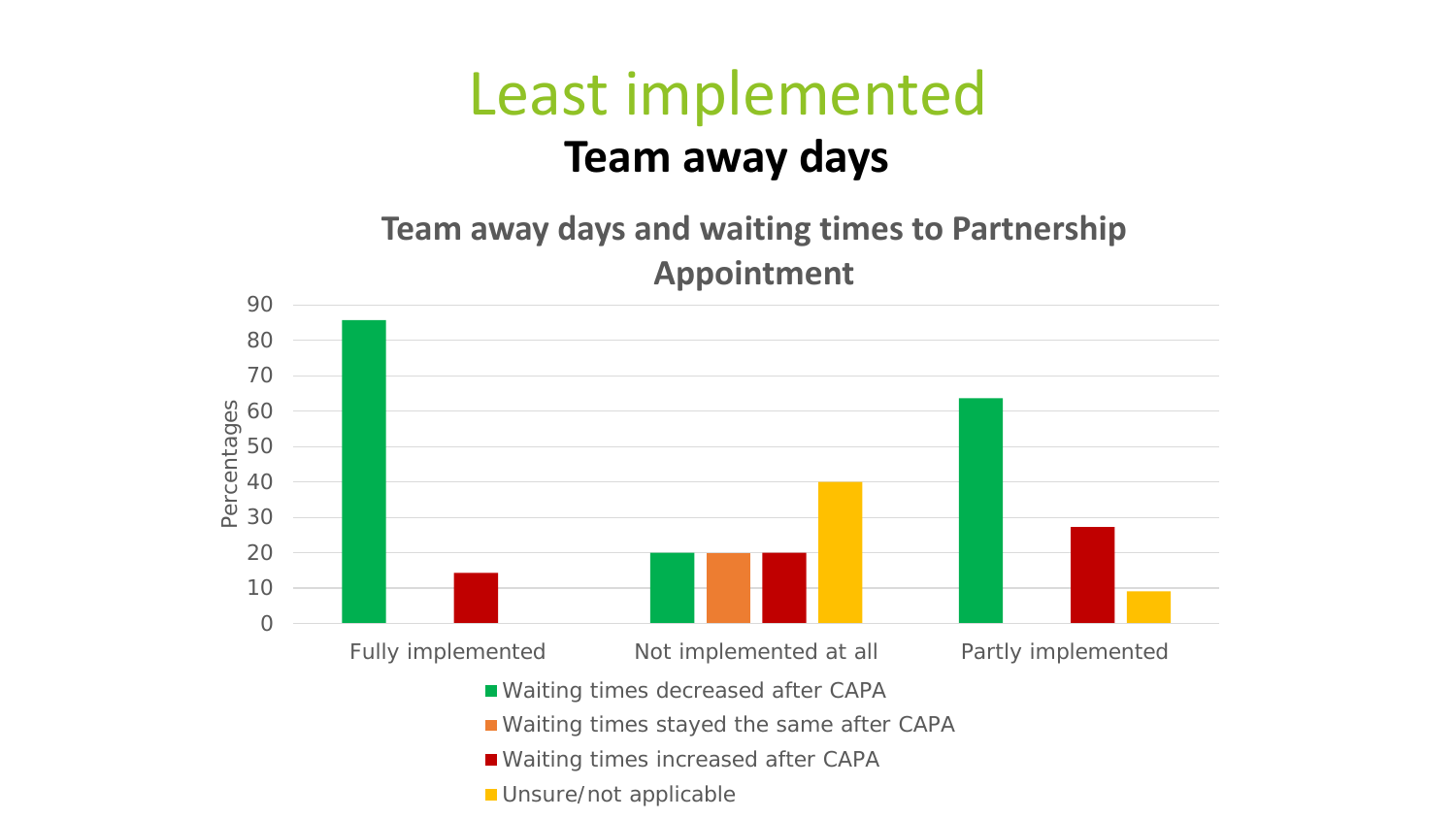# Least implemented

## Team away days

### Team away days and waiting times to Partnership Appointment

| | Waiting times decreased after CAPA | Waiting times stayed the same after CAPA | Waiting times increased after CAPA | Unsure/not applicable |
|---|---|---|---|---|
| Fully implemented | 86 | | 14 | |
| Not implemented at all | 20 | 20 | 20 | 40 |
| Partly implemented | 64 | | 27 | 9 |

Percentages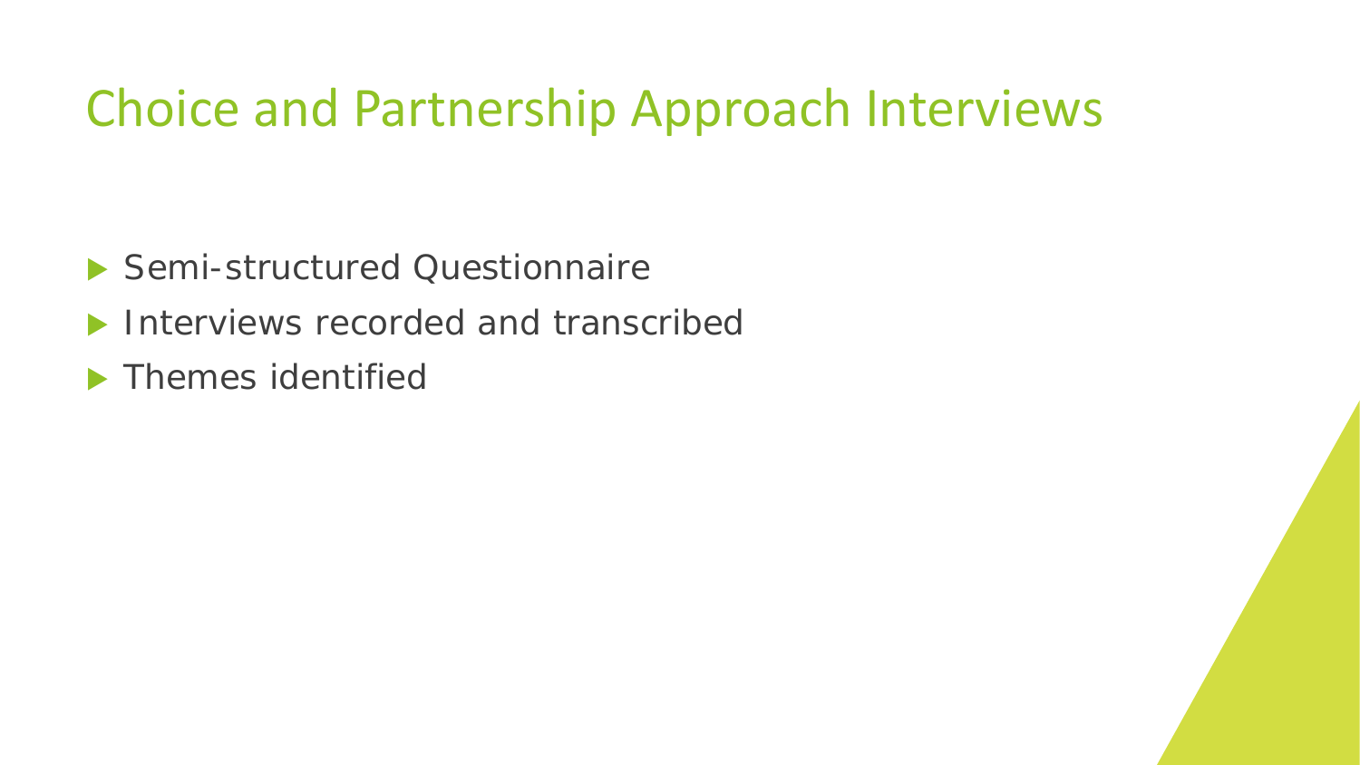# Choice and Partnership Approach Interviews

- Semi-structured Questionnaire
- Interviews recorded and transcribed
- Themes identified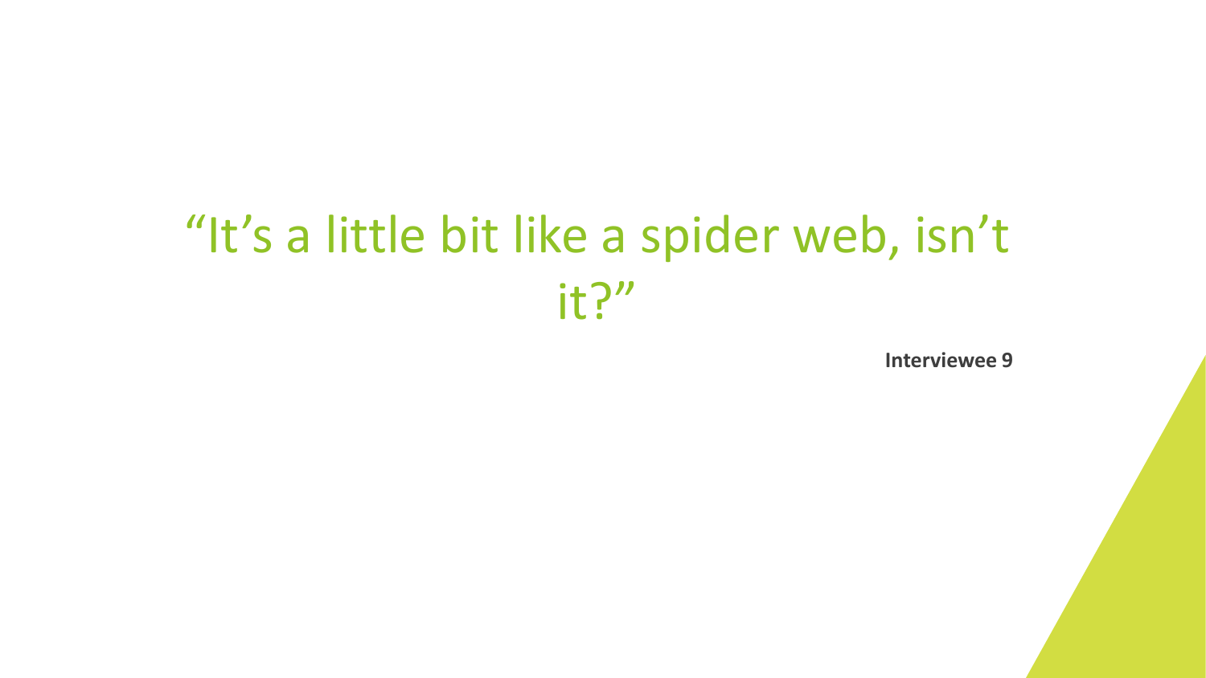"It's a little bit like a spider web, isn't it?"

**Interviewee 9**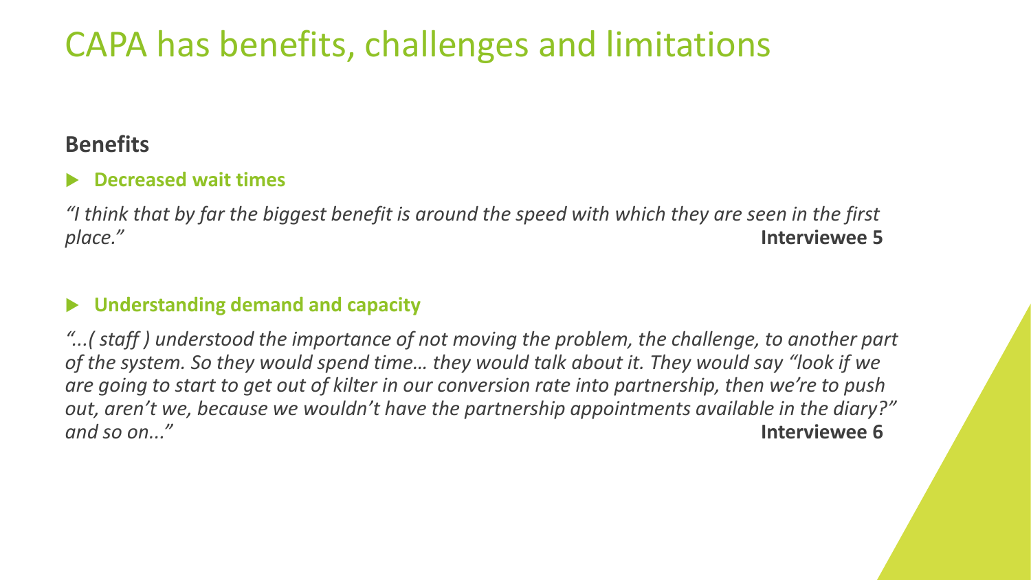# CAPA has benefits, challenges and limitations

## Benefits

- **Decreased wait times**

*"I think that by far the biggest benefit is around the speed with which they are seen in the first place."* **Interviewee 5**

- **Understanding demand and capacity**

*"...( staff ) understood the importance of not moving the problem, the challenge, to another part of the system. So they would spend time… they would talk about it. They would say "look if we are going to start to get out of kilter in our conversion rate into partnership, then we're to push out, aren't we, because we wouldn't have the partnership appointments available in the diary?" and so on..."* **Interviewee 6**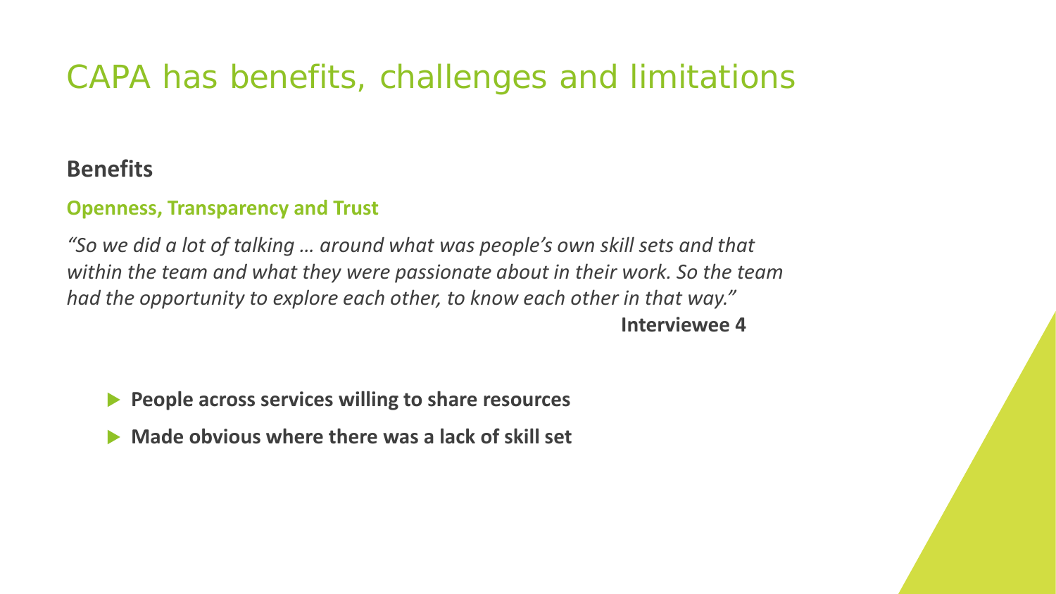# CAPA has benefits, challenges and limitations

## Benefits

### Openness, Transparency and Trust

*"So we did a lot of talking … around what was people's own skill sets and that within the team and what they were passionate about in their work. So the team had the opportunity to explore each other, to know each other in that way."*

**Interviewee 4**

- **People across services willing to share resources**
- **Made obvious where there was a lack of skill set**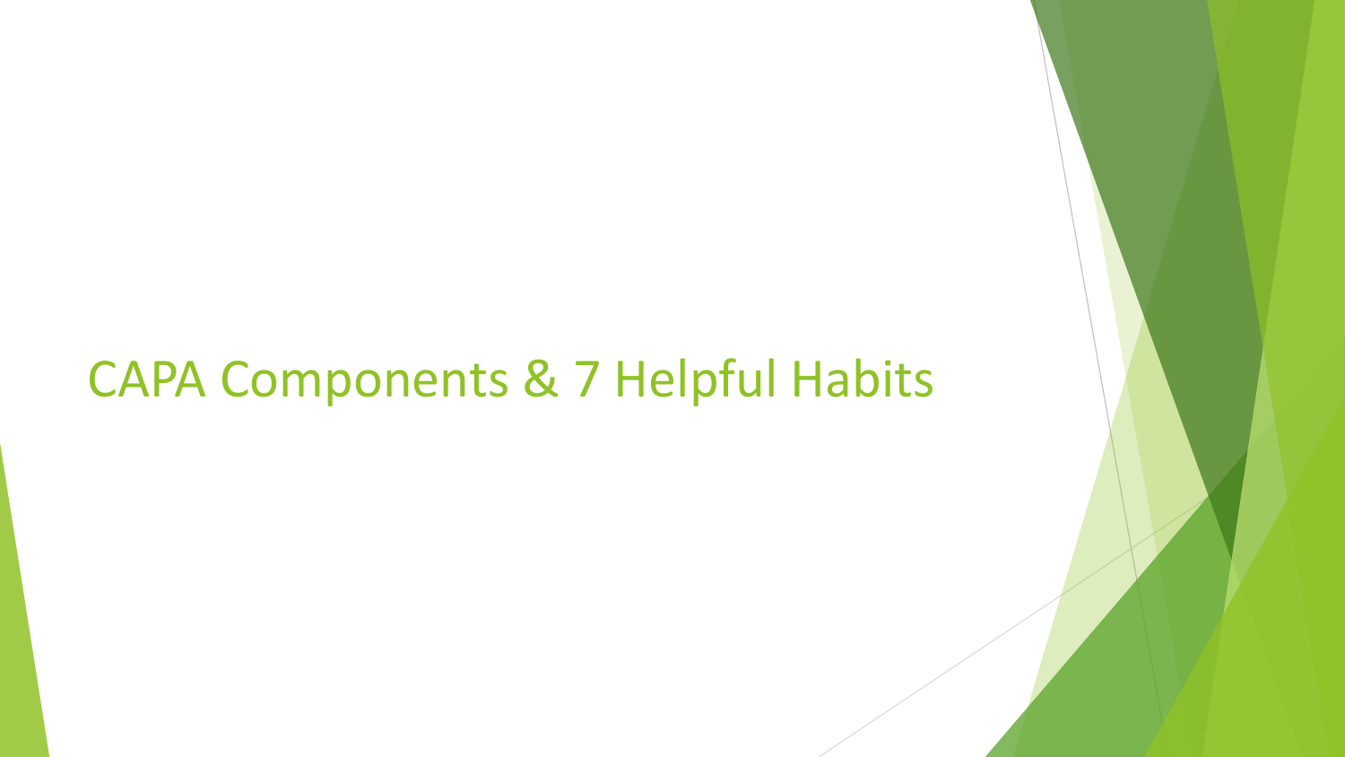# CAPA Components & 7 Helpful Habits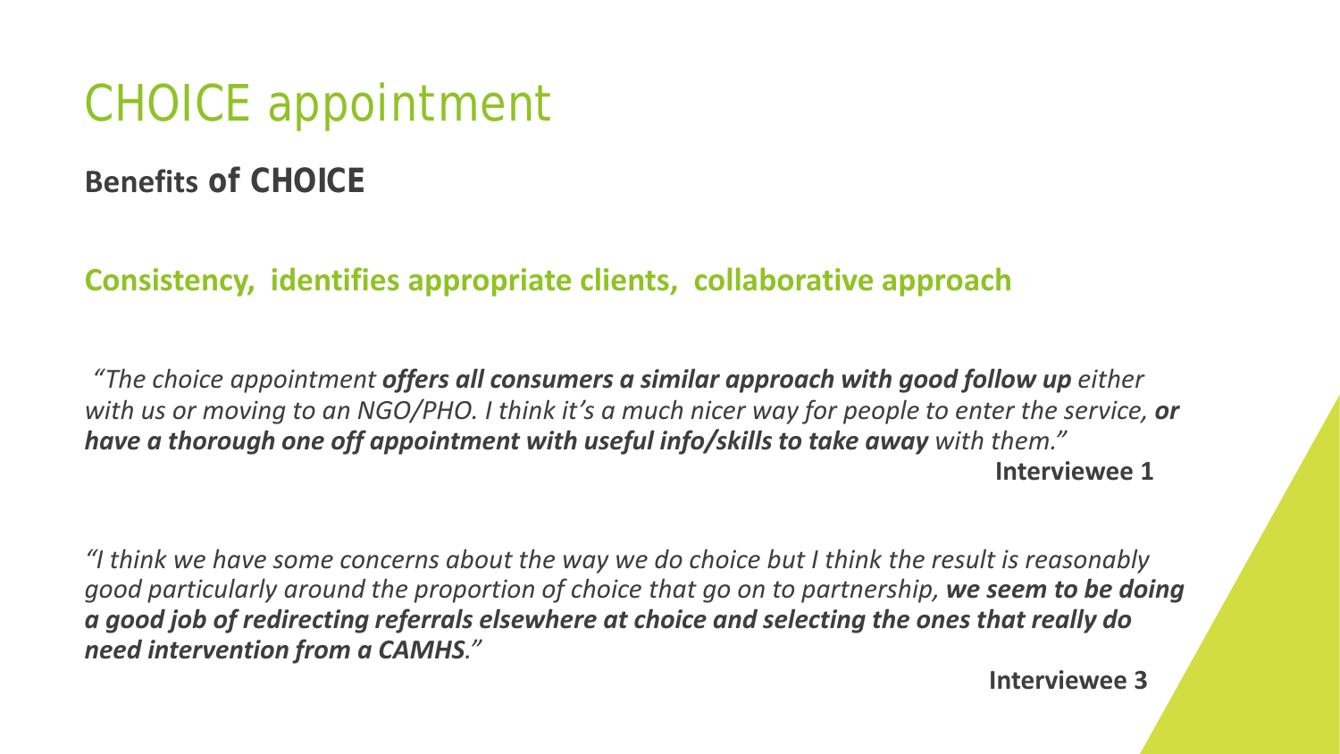# CHOICE appointment

## Benefits of CHOICE

**Consistency, identifies appropriate clients, collaborative approach**

*"The choice appointment* ***offers all consumers a similar approach with good follow up*** *either with us or moving to an NGO/PHO. I think it's a much nicer way for people to enter the service,* ***or have a thorough one off appointment with useful info/skills to take away*** *with them."*

**Interviewee 1**

*"I think we have some concerns about the way we do choice but I think the result is reasonably good particularly around the proportion of choice that go on to partnership,* ***we seem to be doing a good job of redirecting referrals elsewhere at choice and selecting the ones that really do need intervention from a CAMHS****."*

**Interviewee 3**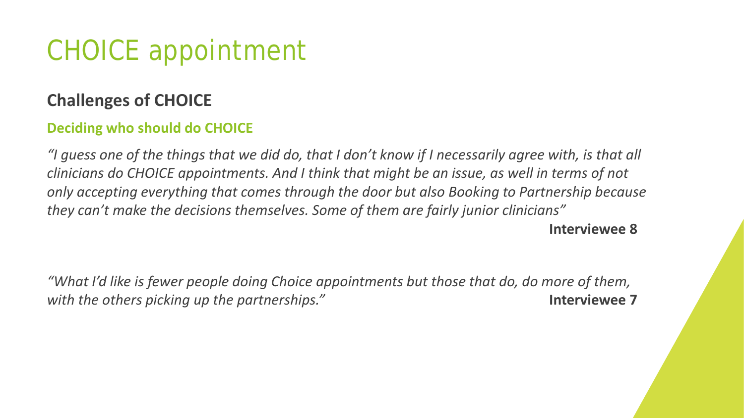# CHOICE appointment

## Challenges of CHOICE

### Deciding who should do CHOICE

*"I guess one of the things that we did do, that I don't know if I necessarily agree with, is that all clinicians do CHOICE appointments. And I think that might be an issue, as well in terms of not only accepting everything that comes through the door but also Booking to Partnership because they can't make the decisions themselves. Some of them are fairly junior clinicians"*

**Interviewee 8**

*"What I'd like is fewer people doing Choice appointments but those that do, do more of them, with the others picking up the partnerships."* **Interviewee 7**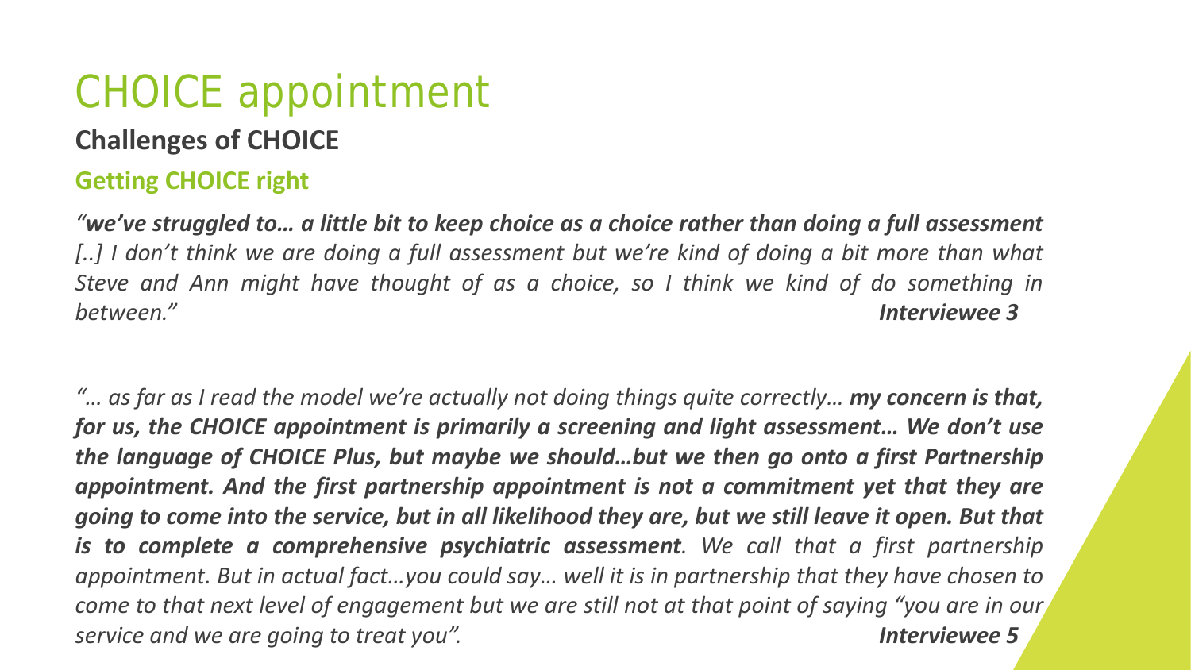# CHOICE appointment

## Challenges of CHOICE

### Getting CHOICE right

*"**we've struggled to… a little bit to keep choice as a choice rather than doing a full assessment** [..] I don't think we are doing a full assessment but we're kind of doing a bit more than what Steve and Ann might have thought of as a choice, so I think we kind of do something in between."* ***Interviewee 3***

*"… as far as I read the model we're actually not doing things quite correctly… **my concern is that, for us, the CHOICE appointment is primarily a screening and light assessment… We don't use the language of CHOICE Plus, but maybe we should…but we then go onto a first Partnership appointment. And the first partnership appointment is not a commitment yet that they are going to come into the service, but in all likelihood they are, but we still leave it open. But that is to complete a comprehensive psychiatric assessment**. We call that a first partnership appointment. But in actual fact…you could say… well it is in partnership that they have chosen to come to that next level of engagement but we are still not at that point of saying "you are in our service and we are going to treat you".* ***Interviewee 5***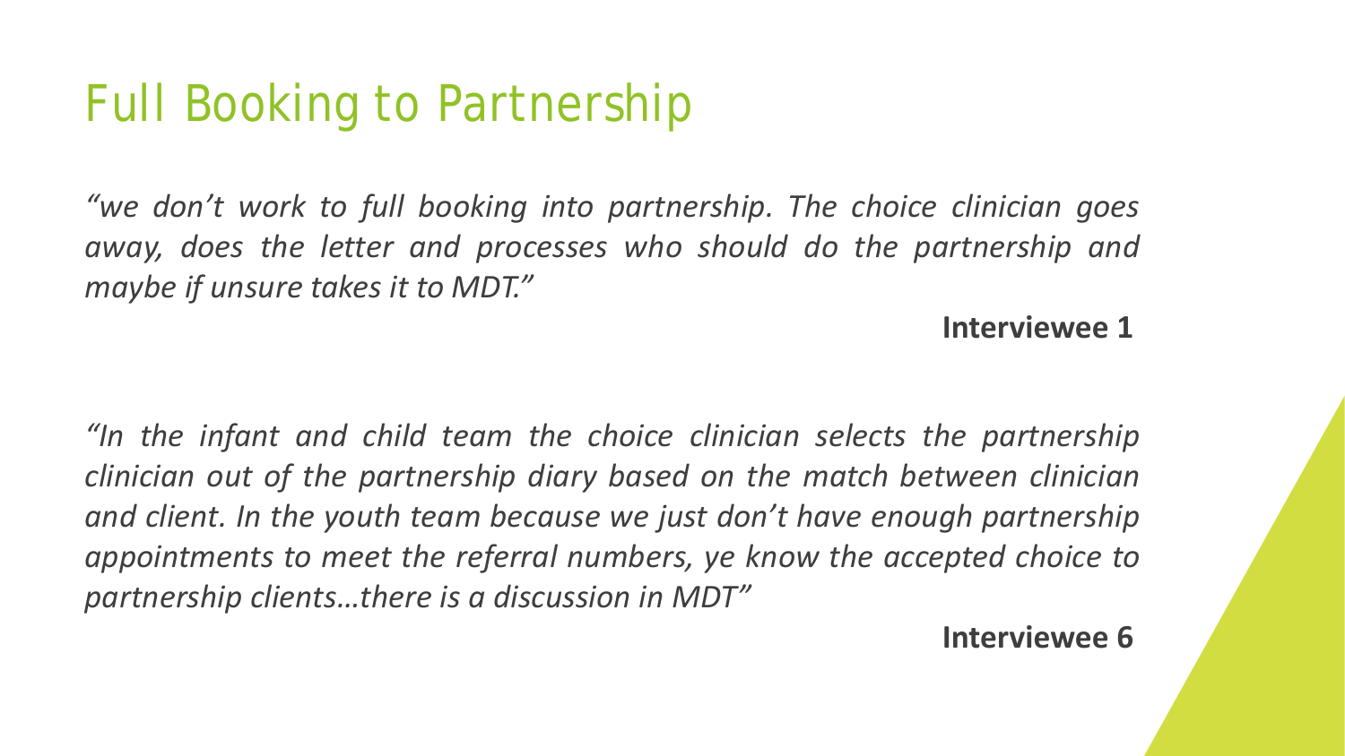# Full Booking to Partnership

*"we don't work to full booking into partnership. The choice clinician goes away, does the letter and processes who should do the partnership and maybe if unsure takes it to MDT."*

**Interviewee 1**

*"In the infant and child team the choice clinician selects the partnership clinician out of the partnership diary based on the match between clinician and client. In the youth team because we just don't have enough partnership appointments to meet the referral numbers, ye know the accepted choice to partnership clients…there is a discussion in MDT"*

**Interviewee 6**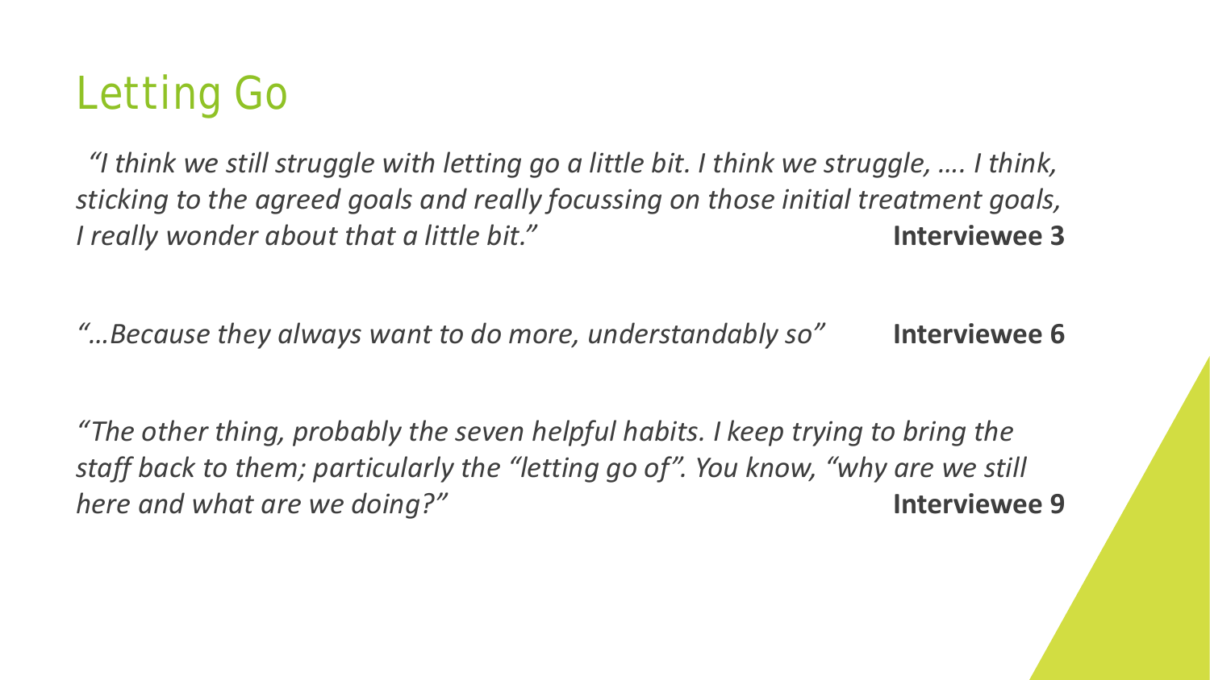# Letting Go

*"I think we still struggle with letting go a little bit. I think we struggle, …. I think, sticking to the agreed goals and really focussing on those initial treatment goals, I really wonder about that a little bit."* **Interviewee 3**

*"…Because they always want to do more, understandably so"* **Interviewee 6**

*"The other thing, probably the seven helpful habits. I keep trying to bring the staff back to them; particularly the "letting go of". You know, "why are we still here and what are we doing?"* **Interviewee 9**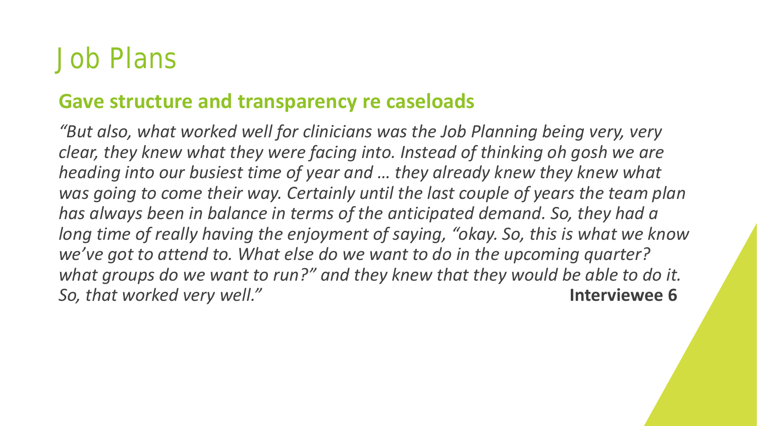# Job Plans

## **Gave structure and transparency re caseloads**

*"But also, what worked well for clinicians was the Job Planning being very, very clear, they knew what they were facing into. Instead of thinking oh gosh we are heading into our busiest time of year and … they already knew they knew what was going to come their way. Certainly until the last couple of years the team plan has always been in balance in terms of the anticipated demand. So, they had a long time of really having the enjoyment of saying, "okay. So, this is what we know we've got to attend to. What else do we want to do in the upcoming quarter? what groups do we want to run?" and they knew that they would be able to do it. So, that worked very well."* **Interviewee 6**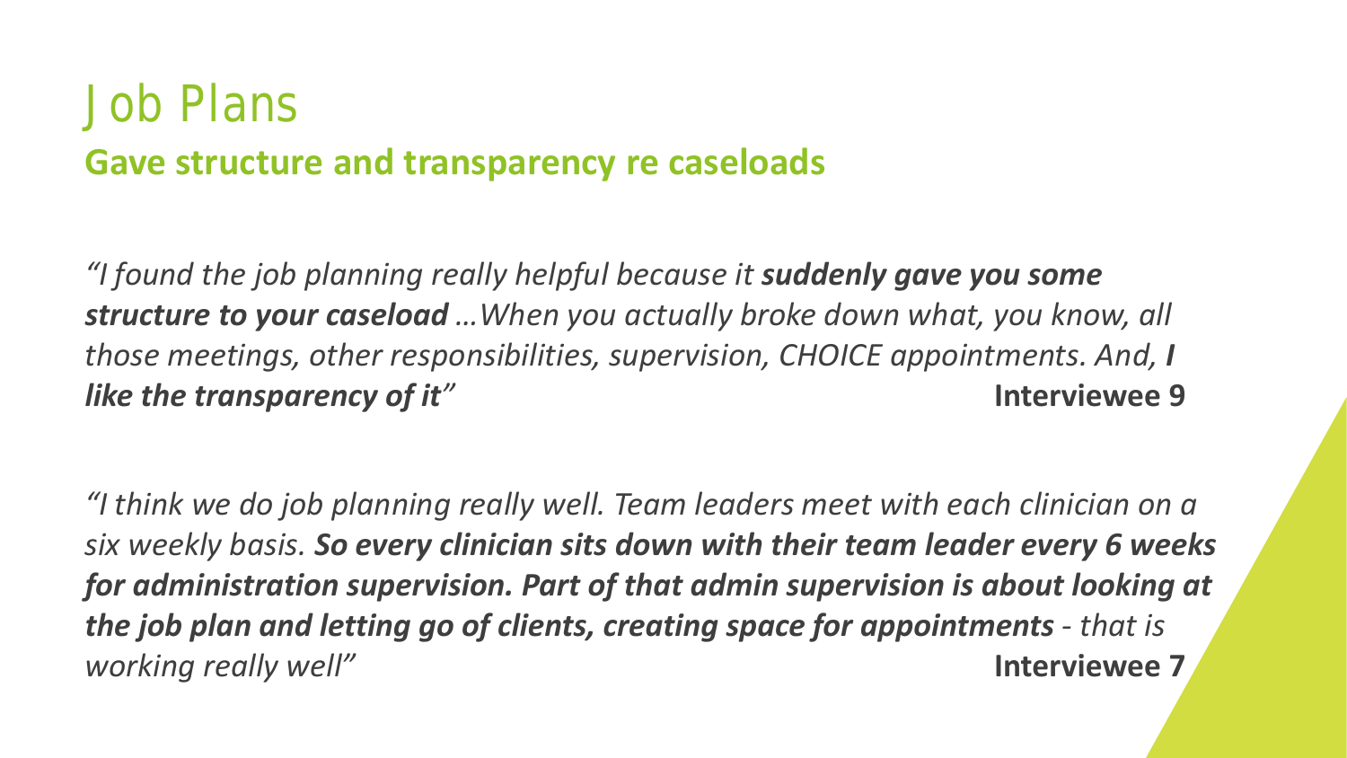# Job Plans

## Gave structure and transparency re caseloads

*"I found the job planning really helpful because it* ***suddenly gave you some structure to your caseload*** *…When you actually broke down what, you know, all those meetings, other responsibilities, supervision, CHOICE appointments. And,* ***I like the transparency of it****"* **Interviewee 9**

*"I think we do job planning really well. Team leaders meet with each clinician on a six weekly basis.* ***So every clinician sits down with their team leader every 6 weeks for administration supervision. Part of that admin supervision is about looking at the job plan and letting go of clients, creating space for appointments*** *- that is working really well"* **Interviewee 7**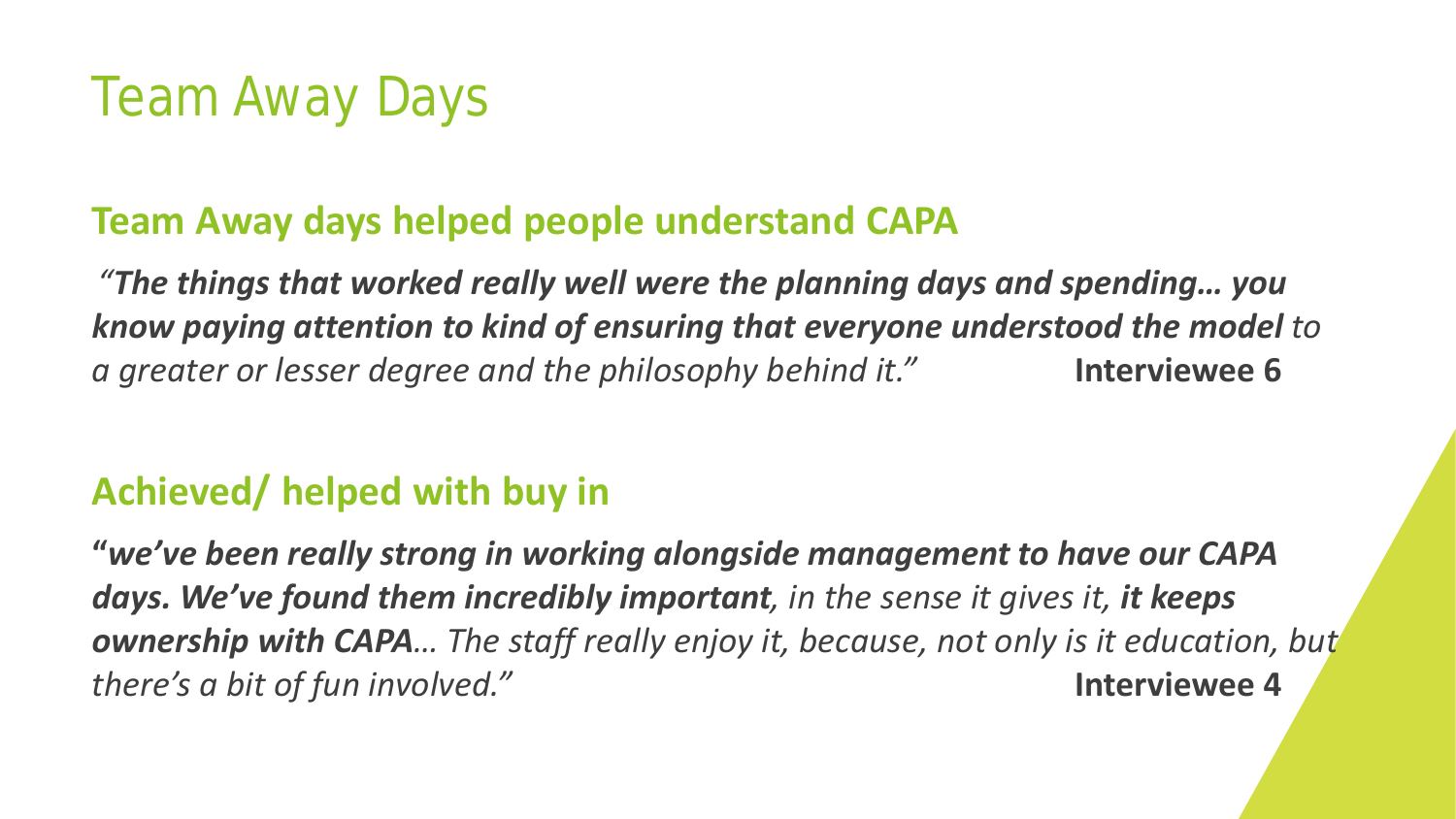# Team Away Days

## Team Away days helped people understand CAPA

*"**The things that worked really well were the planning days and spending… you know paying attention to kind of ensuring that everyone understood the model** to a greater or lesser degree and the philosophy behind it."* **Interviewee 6**

## Achieved/ helped with buy in

**"*we've been really strong in working alongside management to have our CAPA days. We've found them incredibly important***, *in the sense it gives it,* ***it keeps ownership with CAPA****… The staff really enjoy it, because, not only is it education, but there's a bit of fun involved."* **Interviewee 4**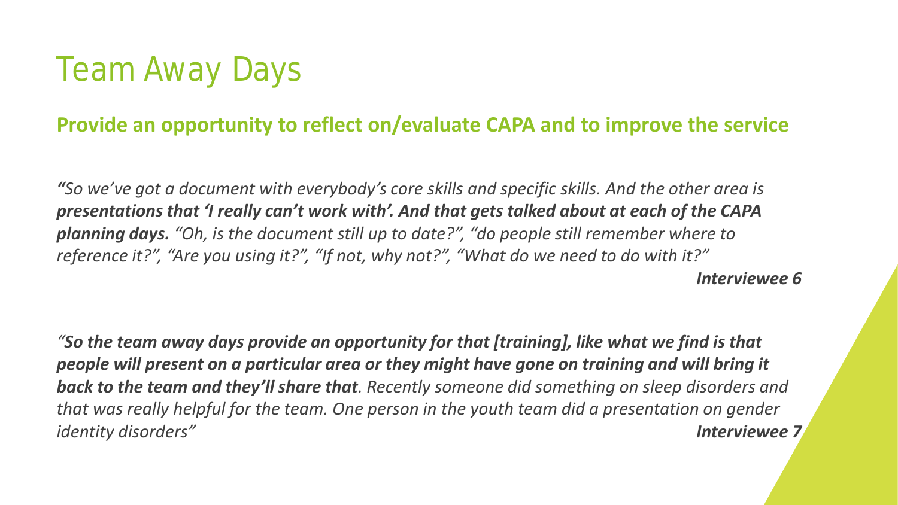# Team Away Days

**Provide an opportunity to reflect on/evaluate CAPA and to improve the service**

***"***_So we've got a document with everybody's core skills and specific skills. And the other area is_ ***presentations that 'I really can't work with'. And that gets talked about at each of the CAPA planning days.*** _"Oh, is the document still up to date?", "do people still remember where to reference it?", "Are you using it?", "If not, why not?", "What do we need to do with it?"_

***Interviewee 6***

_"_***So the team away days provide an opportunity for that [training], like what we find is that people will present on a particular area or they might have gone on training and will bring it back to the team and they'll share that****. Recently someone did something on sleep disorders and that was really helpful for the team. One person in the youth team did a presentation on gender identity disorders"*

***Interviewee 7***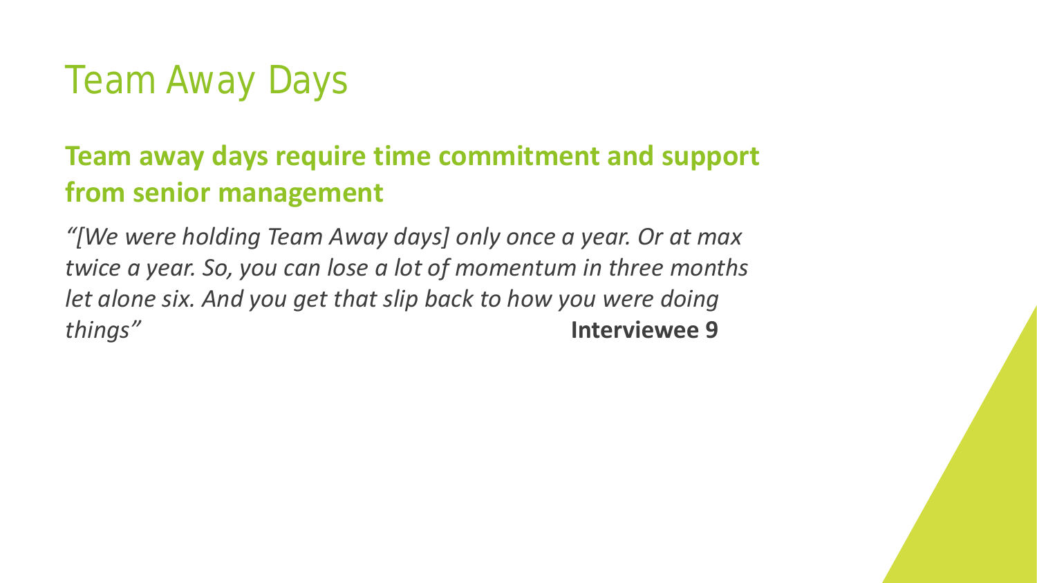# Team Away Days

## Team away days require time commitment and support from senior management

*"[We were holding Team Away days] only once a year. Or at max twice a year. So, you can lose a lot of momentum in three months let alone six. And you get that slip back to how you were doing things"* **Interviewee 9**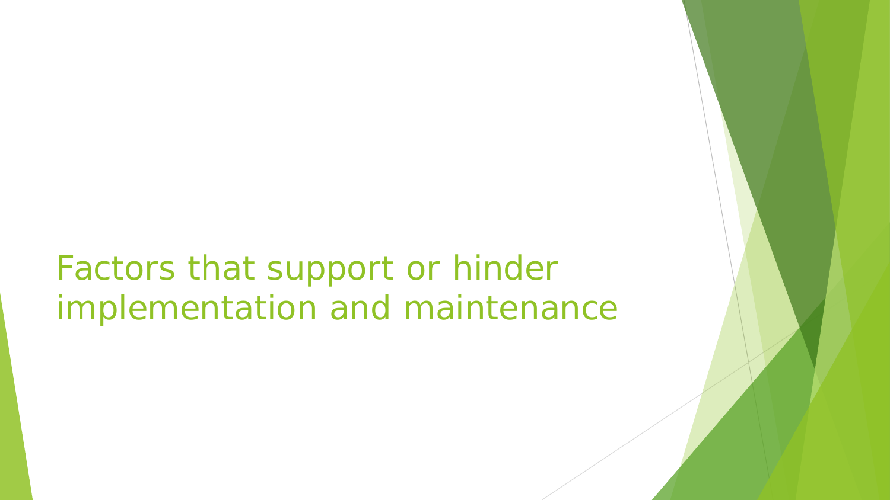# Factors that support or hinder implementation and maintenance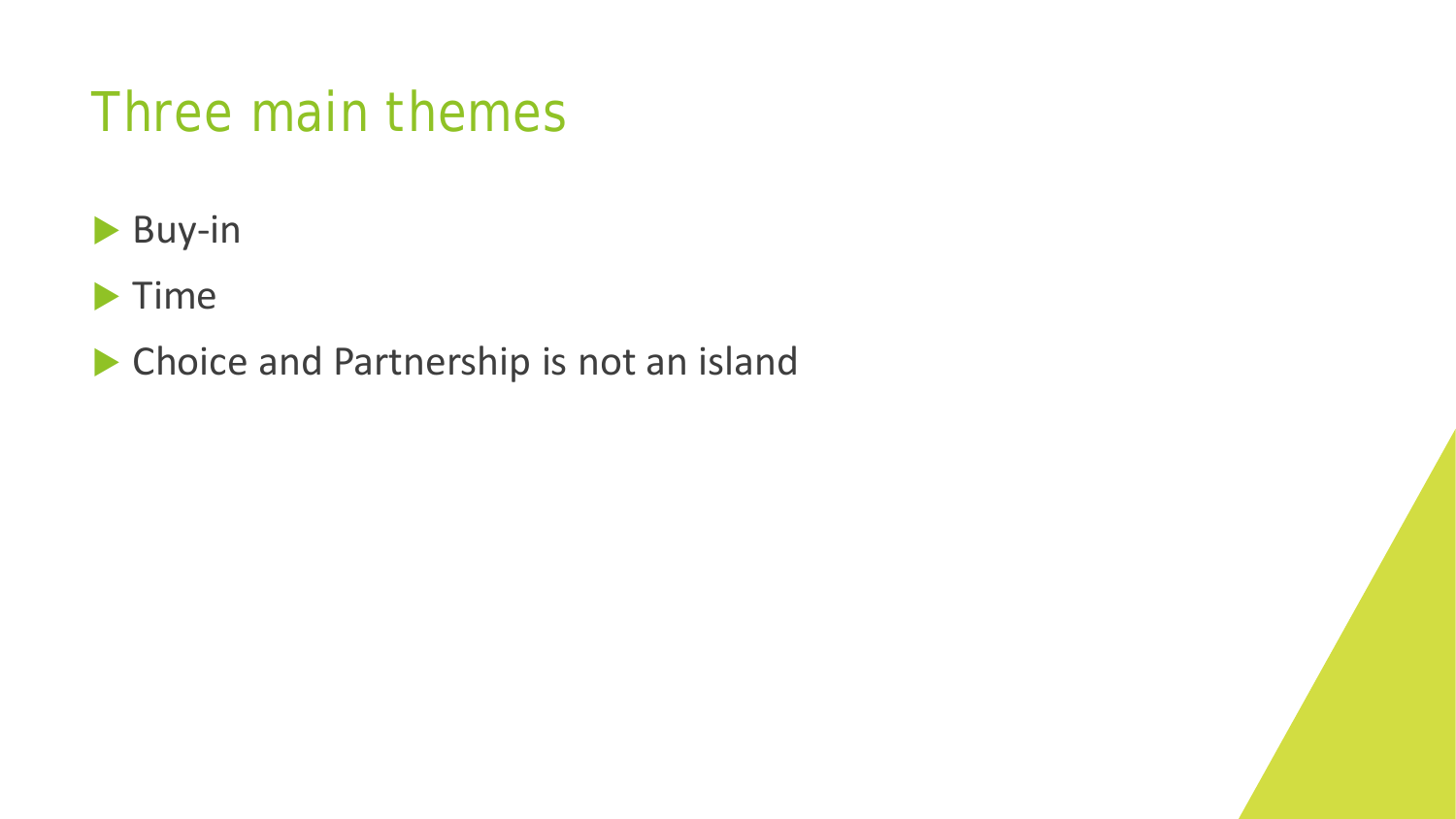# Three main themes

- Buy-in
- Time
- Choice and Partnership is not an island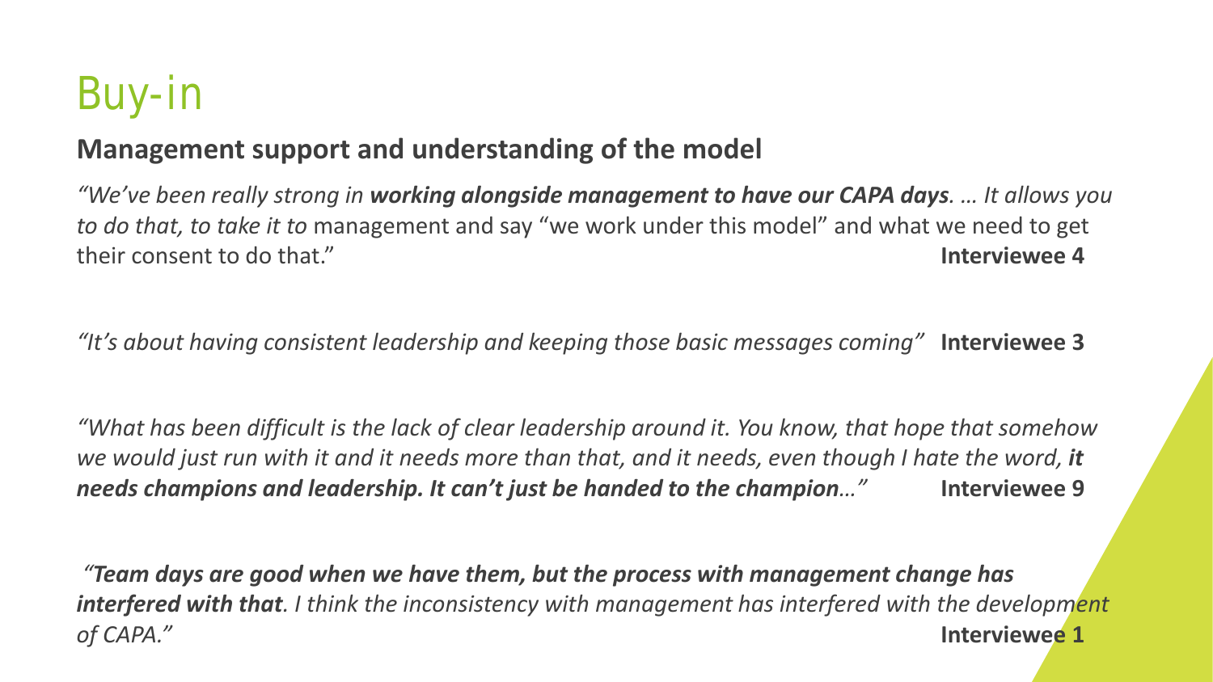# Buy-in

## Management support and understanding of the model

*"We've been really strong in **working alongside management to have our CAPA days**. … It allows you to do that, to take it to* management and say "we work under this model" and what we need to get their consent to do that." **Interviewee 4**

*"It's about having consistent leadership and keeping those basic messages coming"* **Interviewee 3**

*"What has been difficult is the lack of clear leadership around it. You know, that hope that somehow we would just run with it and it needs more than that, and it needs, even though I hate the word, **it needs champions and leadership. It can't just be handed to the champion**…"* **Interviewee 9**

*"**Team days are good when we have them, but the process with management change has interfered with that**. I think the inconsistency with management has interfered with the development of CAPA."* **Interviewee 1**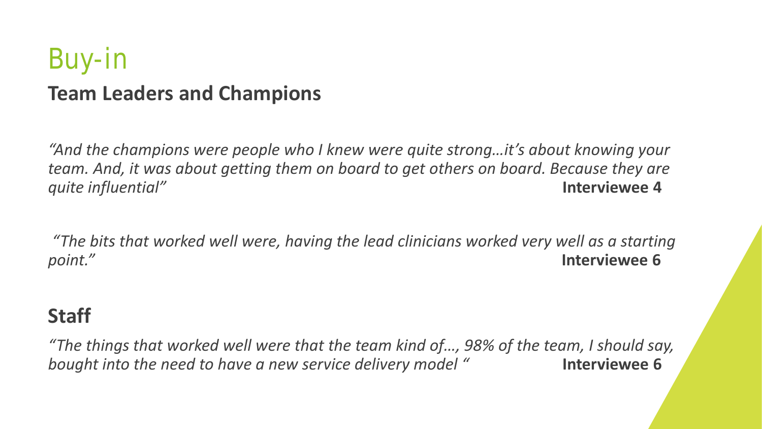# Buy-in

## Team Leaders and Champions

*"And the champions were people who I knew were quite strong…it's about knowing your team. And, it was about getting them on board to get others on board. Because they are quite influential"* **Interviewee 4**

*"The bits that worked well were, having the lead clinicians worked very well as a starting point."* **Interviewee 6**

## Staff

*"The things that worked well were that the team kind of…, 98% of the team, I should say, bought into the need to have a new service delivery model "* **Interviewee 6**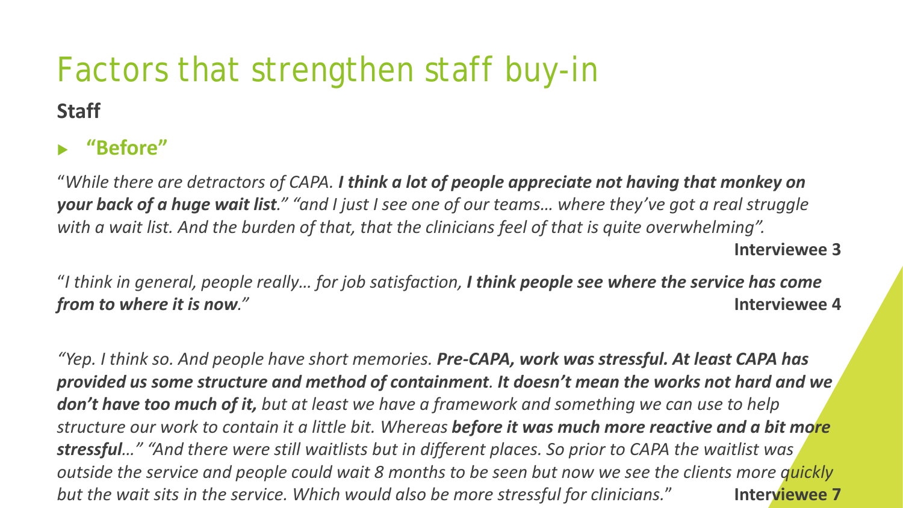# Factors that strengthen staff buy-in

## Staff

- **"Before"**

"*While there are detractors of CAPA.* ***I think a lot of people appreciate not having that monkey on your back of a huge wait list****." "and I just I see one of our teams… where they've got a real struggle with a wait list. And the burden of that, that the clinicians feel of that is quite overwhelming".*

**Interviewee 3**

"*I think in general, people really… for job satisfaction,* ***I think people see where the service has come from to where it is now****."* **Interviewee 4**

*"Yep. I think so. And people have short memories.* ***Pre-CAPA, work was stressful. At least CAPA has provided us some structure and method of containment****.* ***It doesn't mean the works not hard and we don't have too much of it,*** *but at least we have a framework and something we can use to help structure our work to contain it a little bit. Whereas* ***before it was much more reactive and a bit more stressful****…" "And there were still waitlists but in different places. So prior to CAPA the waitlist was outside the service and people could wait 8 months to be seen but now we see the clients more quickly but the wait sits in the service. Which would also be more stressful for clinicians.*" **Interviewee 7**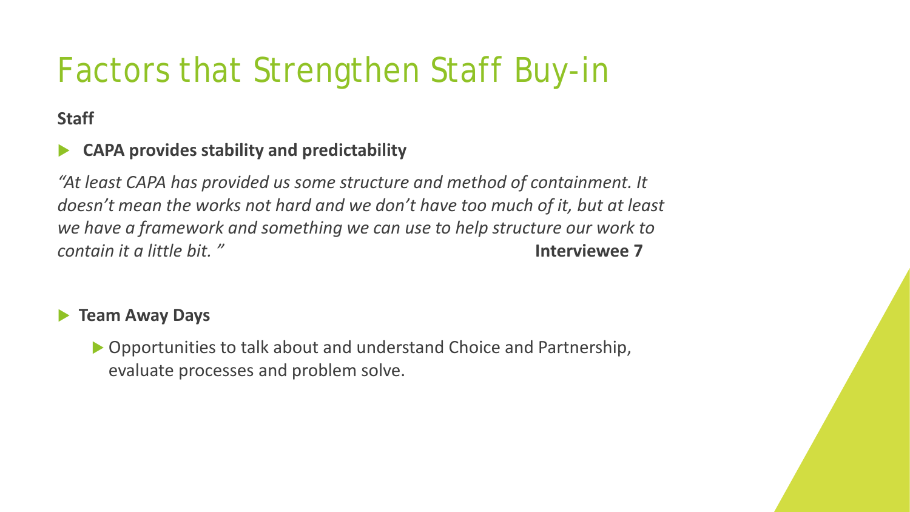# Factors that Strengthen Staff Buy-in

**Staff**

- **CAPA provides stability and predictability**

*"At least CAPA has provided us some structure and method of containment. It doesn't mean the works not hard and we don't have too much of it, but at least we have a framework and something we can use to help structure our work to contain it a little bit. "* **Interviewee 7**

- **Team Away Days**
  - Opportunities to talk about and understand Choice and Partnership, evaluate processes and problem solve.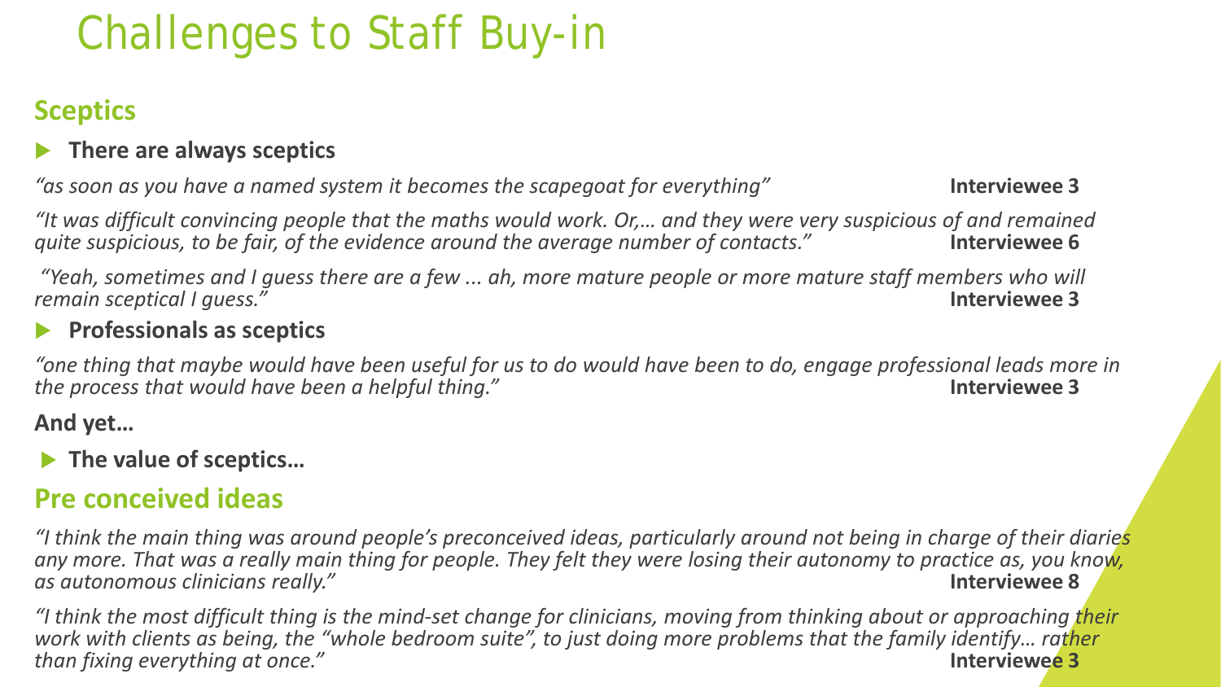# Challenges to Staff Buy-in

## Sceptics

- **There are always sceptics**

*"as soon as you have a named system it becomes the scapegoat for everything"* **Interviewee 3**

*"It was difficult convincing people that the maths would work. Or,… and they were very suspicious of and remained quite suspicious, to be fair, of the evidence around the average number of contacts."* **Interviewee 6**

*"Yeah, sometimes and I guess there are a few ... ah, more mature people or more mature staff members who will remain sceptical I guess."* **Interviewee 3**

- **Professionals as sceptics**

*"one thing that maybe would have been useful for us to do would have been to do, engage professional leads more in the process that would have been a helpful thing."* **Interviewee 3**

**And yet…**

- **The value of sceptics…**

## Pre conceived ideas

*"I think the main thing was around people's preconceived ideas, particularly around not being in charge of their diaries any more. That was a really main thing for people. They felt they were losing their autonomy to practice as, you know, as autonomous clinicians really."* **Interviewee 8**

*"I think the most difficult thing is the mind-set change for clinicians, moving from thinking about or approaching their work with clients as being, the "whole bedroom suite", to just doing more problems that the family identify… rather than fixing everything at once."* **Interviewee 3**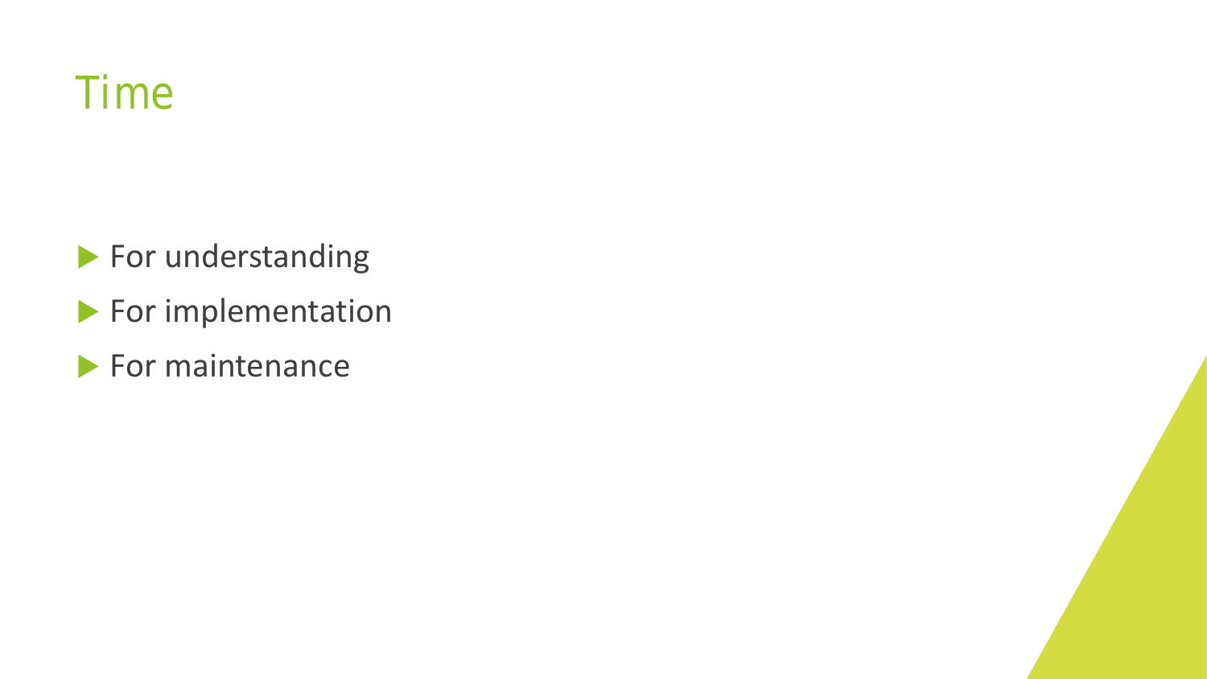# Time

- For understanding
- For implementation
- For maintenance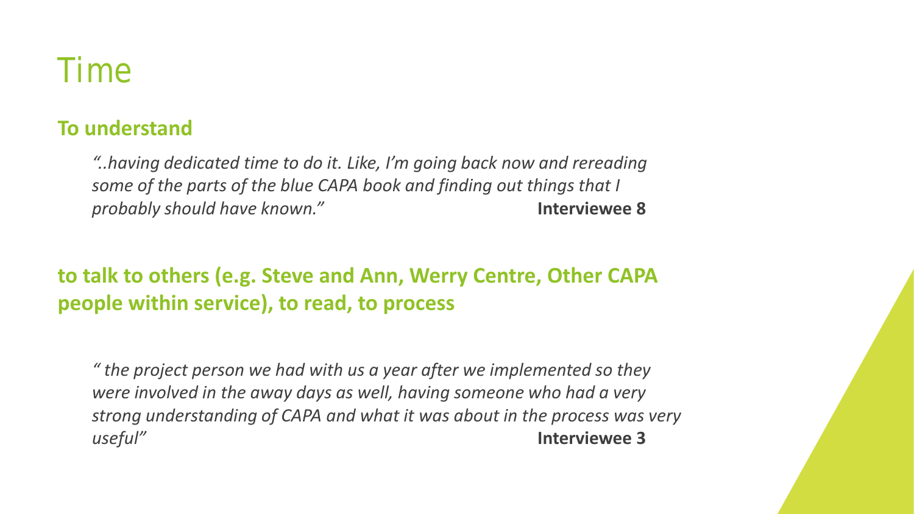# Time

## To understand

*"..having dedicated time to do it. Like, I'm going back now and rereading some of the parts of the blue CAPA book and finding out things that I probably should have known."* **Interviewee 8**

## to talk to others (e.g. Steve and Ann, Werry Centre, Other CAPA people within service), to read, to process

*" the project person we had with us a year after we implemented so they were involved in the away days as well, having someone who had a very strong understanding of CAPA and what it was about in the process was very useful"* **Interviewee 3**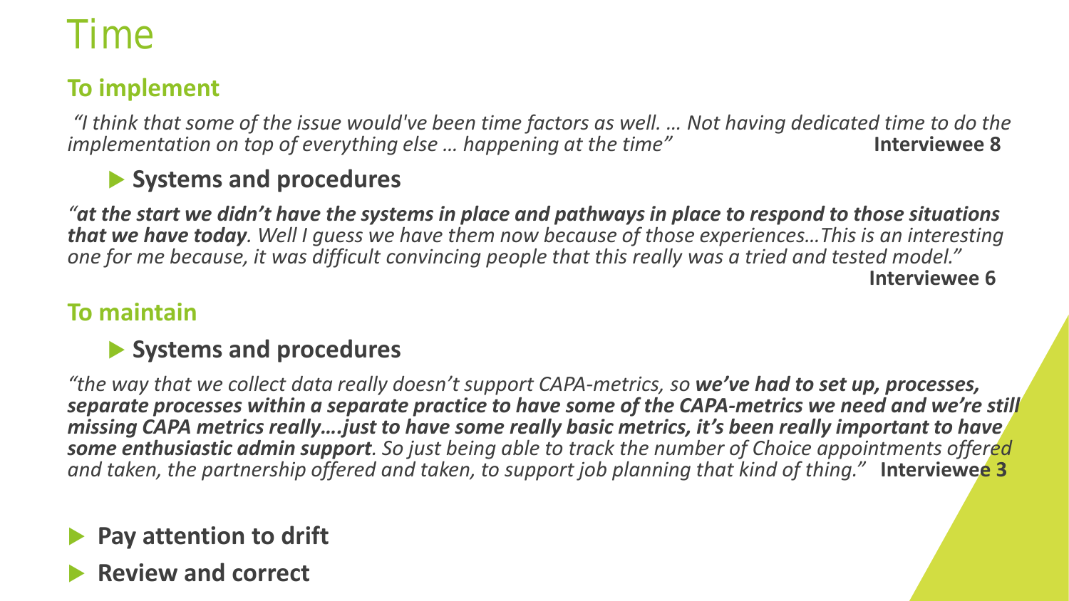# Time

## To implement

*"I think that some of the issue would've been time factors as well. … Not having dedicated time to do the implementation on top of everything else … happening at the time"* **Interviewee 8**

### Systems and procedures

*"**at the start we didn't have the systems in place and pathways in place to respond to those situations that we have today**. Well I guess we have them now because of those experiences…This is an interesting one for me because, it was difficult convincing people that this really was a tried and tested model."*
**Interviewee 6**

## To maintain

### Systems and procedures

*"the way that we collect data really doesn't support CAPA-metrics, so **we've had to set up, processes, separate processes within a separate practice to have some of the CAPA-metrics we need and we're still missing CAPA metrics really….just to have some really basic metrics, it's been really important to have some enthusiastic admin support**. So just being able to track the number of Choice appointments offered and taken, the partnership offered and taken, to support job planning that kind of thing."* **Interviewee 3**

- **Pay attention to drift**
- **Review and correct**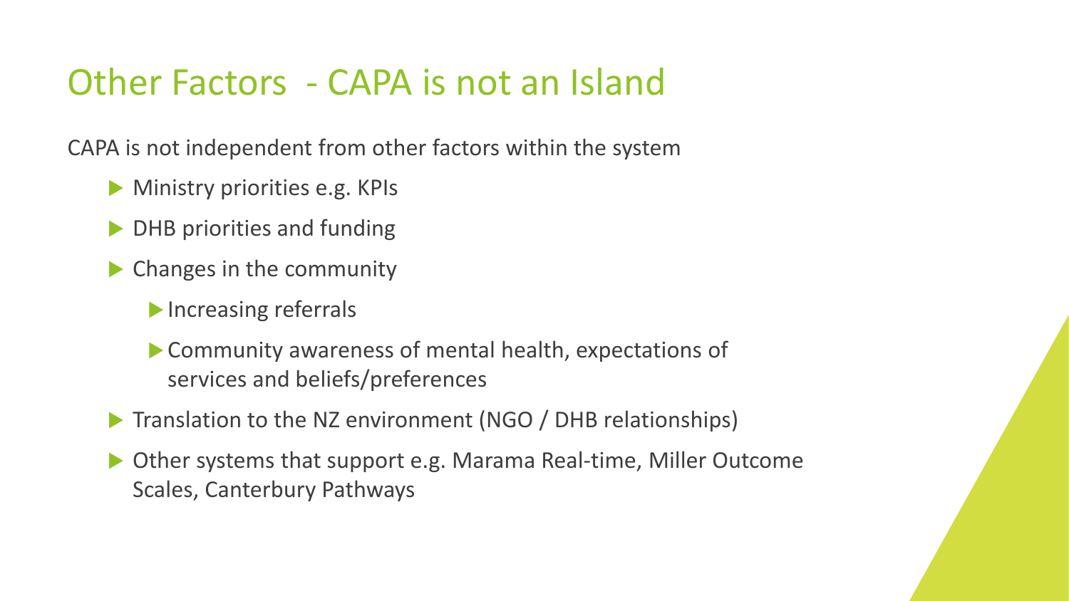# Other Factors - CAPA is not an Island

CAPA is not independent from other factors within the system

- Ministry priorities e.g. KPIs
- DHB priorities and funding
- Changes in the community
  - Increasing referrals
  - Community awareness of mental health, expectations of services and beliefs/preferences
- Translation to the NZ environment (NGO / DHB relationships)
- Other systems that support e.g. Marama Real-time, Miller Outcome Scales, Canterbury Pathways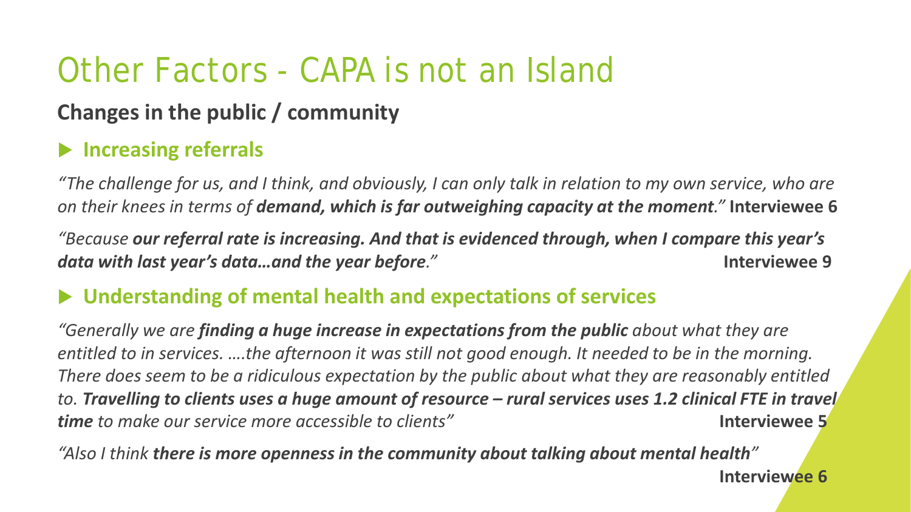# Other Factors - CAPA is not an Island

## Changes in the public / community

### Increasing referrals

*"The challenge for us, and I think, and obviously, I can only talk in relation to my own service, who are on their knees in terms of **demand, which is far outweighing capacity at the moment**."* **Interviewee 6**

*"Because **our referral rate is increasing. And that is evidenced through, when I compare this year's data with last year's data…and the year before**."* **Interviewee 9**

### Understanding of mental health and expectations of services

*"Generally we are **finding a huge increase in expectations from the public** about what they are entitled to in services. ….the afternoon it was still not good enough. It needed to be in the morning. There does seem to be a ridiculous expectation by the public about what they are reasonably entitled to. **Travelling to clients uses a huge amount of resource – rural services uses 1.2 clinical FTE in travel time** to make our service more accessible to clients"* **Interviewee 5**

*"Also I think **there is more openness in the community about talking about mental health**"* **Interviewee 6**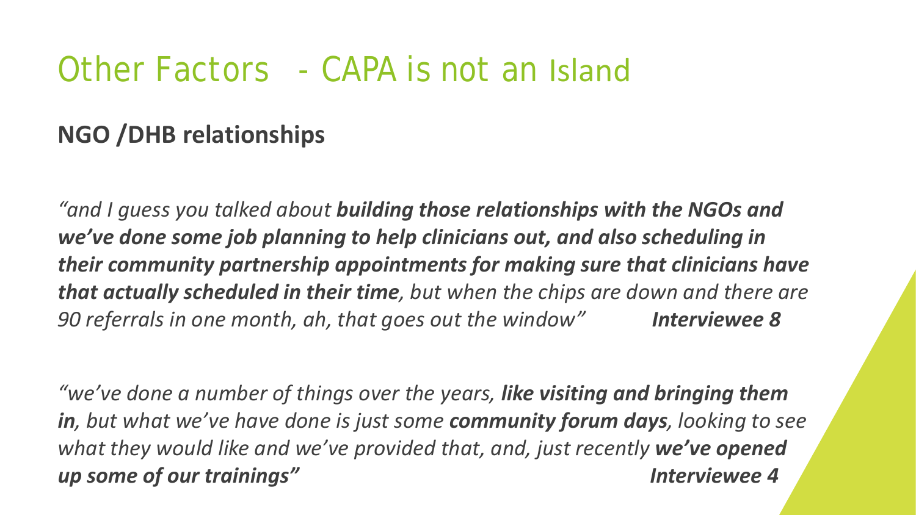# Other Factors - CAPA is not an Island

## NGO /DHB relationships

*"and I guess you talked about **building those relationships with the NGOs and we've done some job planning to help clinicians out, and also scheduling in their community partnership appointments for making sure that clinicians have that actually scheduled in their time**, but when the chips are down and there are 90 referrals in one month, ah, that goes out the window"* ***Interviewee 8***

*"we've done a number of things over the years, **like visiting and bringing them in**, but what we've have done is just some **community forum days**, looking to see what they would like and we've provided that, and, just recently **we've opened up some of our trainings"*** ***Interviewee 4***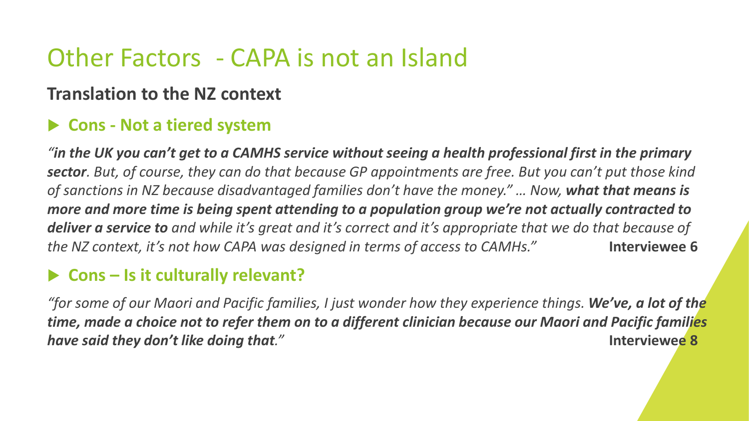# Other Factors - CAPA is not an Island

**Translation to the NZ context**

- **Cons - Not a tiered system**

*"**in the UK you can't get to a CAMHS service without seeing a health professional first in the primary sector**. But, of course, they can do that because GP appointments are free. But you can't put those kind of sanctions in NZ because disadvantaged families don't have the money." … Now, **what that means is more and more time is being spent attending to a population group we're not actually contracted to deliver a service to** and while it's great and it's correct and it's appropriate that we do that because of the NZ context, it's not how CAPA was designed in terms of access to CAMHs."* **Interviewee 6**

- **Cons – Is it culturally relevant?**

*"for some of our Maori and Pacific families, I just wonder how they experience things. **We've, a lot of the time, made a choice not to refer them on to a different clinician because our Maori and Pacific families have said they don't like doing that**."* **Interviewee 8**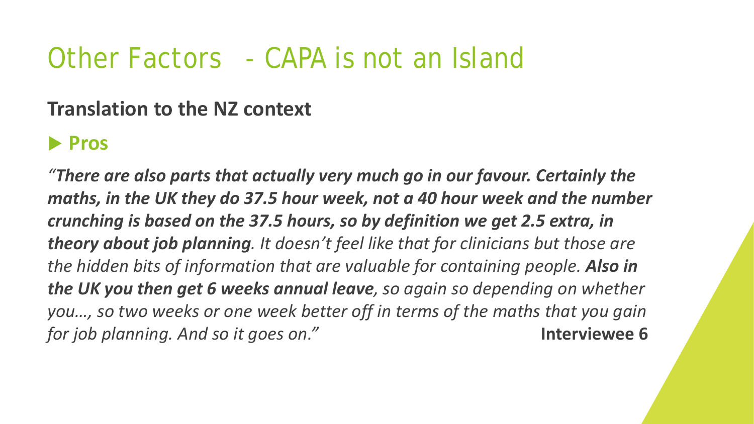# Other Factors - CAPA is not an Island

## Translation to the NZ context

### Pros

*"**There are also parts that actually very much go in our favour. Certainly the maths, in the UK they do 37.5 hour week, not a 40 hour week and the number crunching is based on the 37.5 hours, so by definition we get 2.5 extra, in theory about job planning**. It doesn't feel like that for clinicians but those are the hidden bits of information that are valuable for containing people. **Also in the UK you then get 6 weeks annual leave**, so again so depending on whether you…, so two weeks or one week better off in terms of the maths that you gain for job planning. And so it goes on."* **Interviewee 6**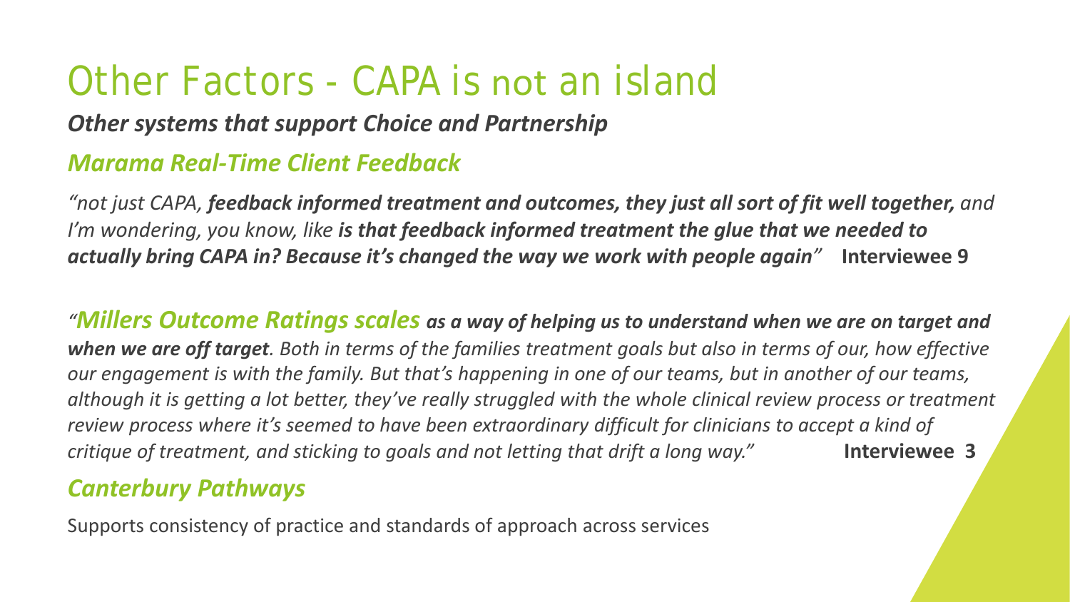# Other Factors - CAPA is not an island

***Other systems that support Choice and Partnership***

## *Marama Real-Time Client Feedback*

*"not just CAPA, **feedback informed treatment and outcomes, they just all sort of fit well together,** and I'm wondering, you know, like **is that feedback informed treatment the glue that we needed to actually bring CAPA in? Because it's changed the way we work with people again**"* **Interviewee 9**

*"**Millers Outcome Ratings scales as a way of helping us to understand when we are on target and when we are off target**. Both in terms of the families treatment goals but also in terms of our, how effective our engagement is with the family. But that's happening in one of our teams, but in another of our teams, although it is getting a lot better, they've really struggled with the whole clinical review process or treatment review process where it's seemed to have been extraordinary difficult for clinicians to accept a kind of critique of treatment, and sticking to goals and not letting that drift a long way."* **Interviewee 3**

## *Canterbury Pathways*

Supports consistency of practice and standards of approach across services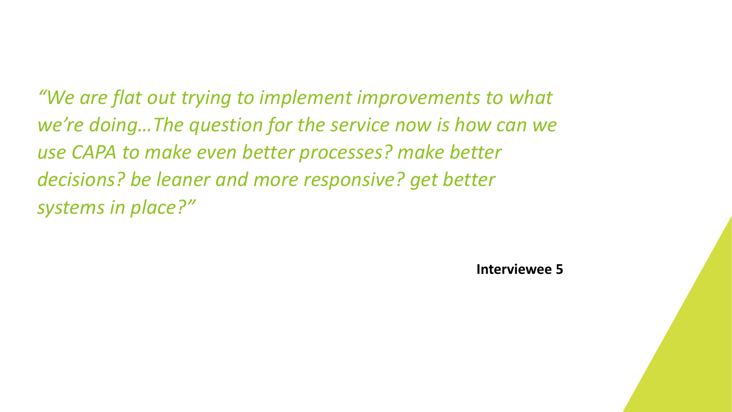*"We are flat out trying to implement improvements to what we're doing…The question for the service now is how can we use CAPA to make even better processes? make better decisions? be leaner and more responsive? get better systems in place?"*

**Interviewee 5**